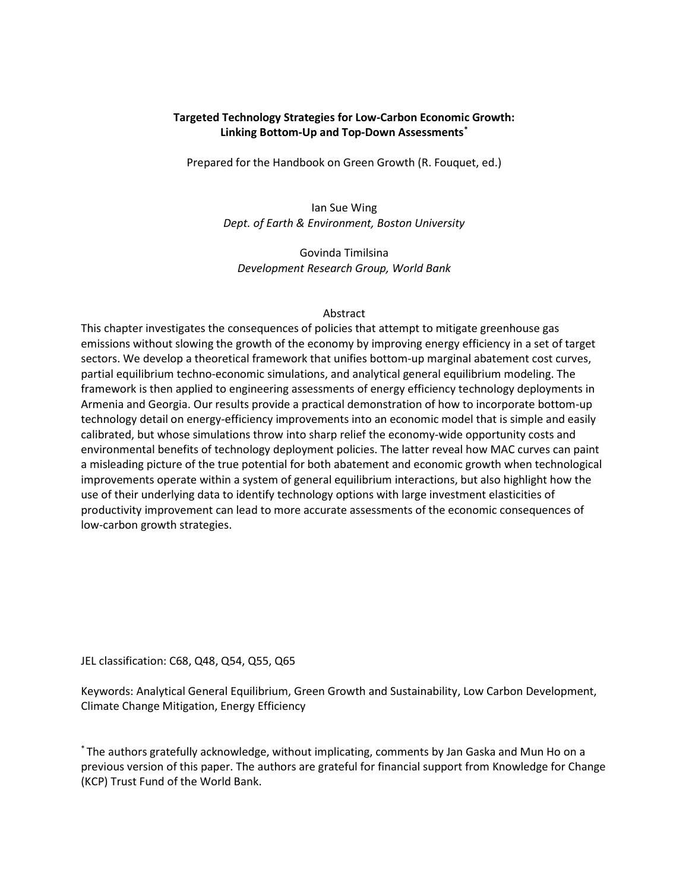# Targeted Technology Strategies for Low-Carbon Economic Growth: Linking Bottom-Up and Top-Down Assessments*

Prepared for the Handbook on Green Growth (R. Fouquet, ed.)

Ian Sue Wing
*Dept. of Earth & Environment, Boston University*

Govinda Timilsina
*Development Research Group, World Bank*

## Abstract

This chapter investigates the consequences of policies that attempt to mitigate greenhouse gas emissions without slowing the growth of the economy by improving energy efficiency in a set of target sectors. We develop a theoretical framework that unifies bottom-up marginal abatement cost curves, partial equilibrium techno-economic simulations, and analytical general equilibrium modeling. The framework is then applied to engineering assessments of energy efficiency technology deployments in Armenia and Georgia. Our results provide a practical demonstration of how to incorporate bottom-up technology detail on energy-efficiency improvements into an economic model that is simple and easily calibrated, but whose simulations throw into sharp relief the economy-wide opportunity costs and environmental benefits of technology deployment policies. The latter reveal how MAC curves can paint a misleading picture of the true potential for both abatement and economic growth when technological improvements operate within a system of general equilibrium interactions, but also highlight how the use of their underlying data to identify technology options with large investment elasticities of productivity improvement can lead to more accurate assessments of the economic consequences of low-carbon growth strategies.

JEL classification: C68, Q48, Q54, Q55, Q65

Keywords: Analytical General Equilibrium, Green Growth and Sustainability, Low Carbon Development, Climate Change Mitigation, Energy Efficiency

* The authors gratefully acknowledge, without implicating, comments by Jan Gaska and Mun Ho on a previous version of this paper. The authors are grateful for financial support from Knowledge for Change (KCP) Trust Fund of the World Bank.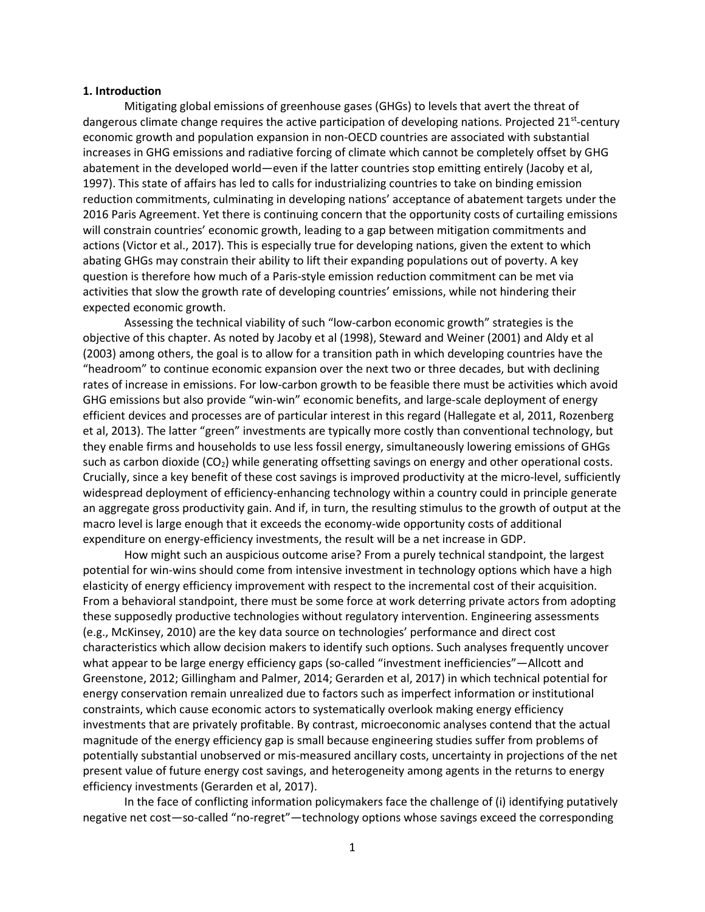**1. Introduction**

Mitigating global emissions of greenhouse gases (GHGs) to levels that avert the threat of dangerous climate change requires the active participation of developing nations. Projected 21st-century economic growth and population expansion in non-OECD countries are associated with substantial increases in GHG emissions and radiative forcing of climate which cannot be completely offset by GHG abatement in the developed world—even if the latter countries stop emitting entirely (Jacoby et al, 1997). This state of affairs has led to calls for industrializing countries to take on binding emission reduction commitments, culminating in developing nations' acceptance of abatement targets under the 2016 Paris Agreement. Yet there is continuing concern that the opportunity costs of curtailing emissions will constrain countries' economic growth, leading to a gap between mitigation commitments and actions (Victor et al., 2017). This is especially true for developing nations, given the extent to which abating GHGs may constrain their ability to lift their expanding populations out of poverty. A key question is therefore how much of a Paris-style emission reduction commitment can be met via activities that slow the growth rate of developing countries' emissions, while not hindering their expected economic growth.

Assessing the technical viability of such "low-carbon economic growth" strategies is the objective of this chapter. As noted by Jacoby et al (1998), Steward and Weiner (2001) and Aldy et al (2003) among others, the goal is to allow for a transition path in which developing countries have the "headroom" to continue economic expansion over the next two or three decades, but with declining rates of increase in emissions. For low-carbon growth to be feasible there must be activities which avoid GHG emissions but also provide "win-win" economic benefits, and large-scale deployment of energy efficient devices and processes are of particular interest in this regard (Hallegate et al, 2011, Rozenberg et al, 2013). The latter "green" investments are typically more costly than conventional technology, but they enable firms and households to use less fossil energy, simultaneously lowering emissions of GHGs such as carbon dioxide ($CO_2$) while generating offsetting savings on energy and other operational costs. Crucially, since a key benefit of these cost savings is improved productivity at the micro-level, sufficiently widespread deployment of efficiency-enhancing technology within a country could in principle generate an aggregate gross productivity gain. And if, in turn, the resulting stimulus to the growth of output at the macro level is large enough that it exceeds the economy-wide opportunity costs of additional expenditure on energy-efficiency investments, the result will be a net increase in GDP.

How might such an auspicious outcome arise? From a purely technical standpoint, the largest potential for win-wins should come from intensive investment in technology options which have a high elasticity of energy efficiency improvement with respect to the incremental cost of their acquisition. From a behavioral standpoint, there must be some force at work deterring private actors from adopting these supposedly productive technologies without regulatory intervention. Engineering assessments (e.g., McKinsey, 2010) are the key data source on technologies' performance and direct cost characteristics which allow decision makers to identify such options. Such analyses frequently uncover what appear to be large energy efficiency gaps (so-called "investment inefficiencies"—Allcott and Greenstone, 2012; Gillingham and Palmer, 2014; Gerarden et al, 2017) in which technical potential for energy conservation remain unrealized due to factors such as imperfect information or institutional constraints, which cause economic actors to systematically overlook making energy efficiency investments that are privately profitable. By contrast, microeconomic analyses contend that the actual magnitude of the energy efficiency gap is small because engineering studies suffer from problems of potentially substantial unobserved or mis-measured ancillary costs, uncertainty in projections of the net present value of future energy cost savings, and heterogeneity among agents in the returns to energy efficiency investments (Gerarden et al, 2017).

In the face of conflicting information policymakers face the challenge of (i) identifying putatively negative net cost—so-called "no-regret"—technology options whose savings exceed the corresponding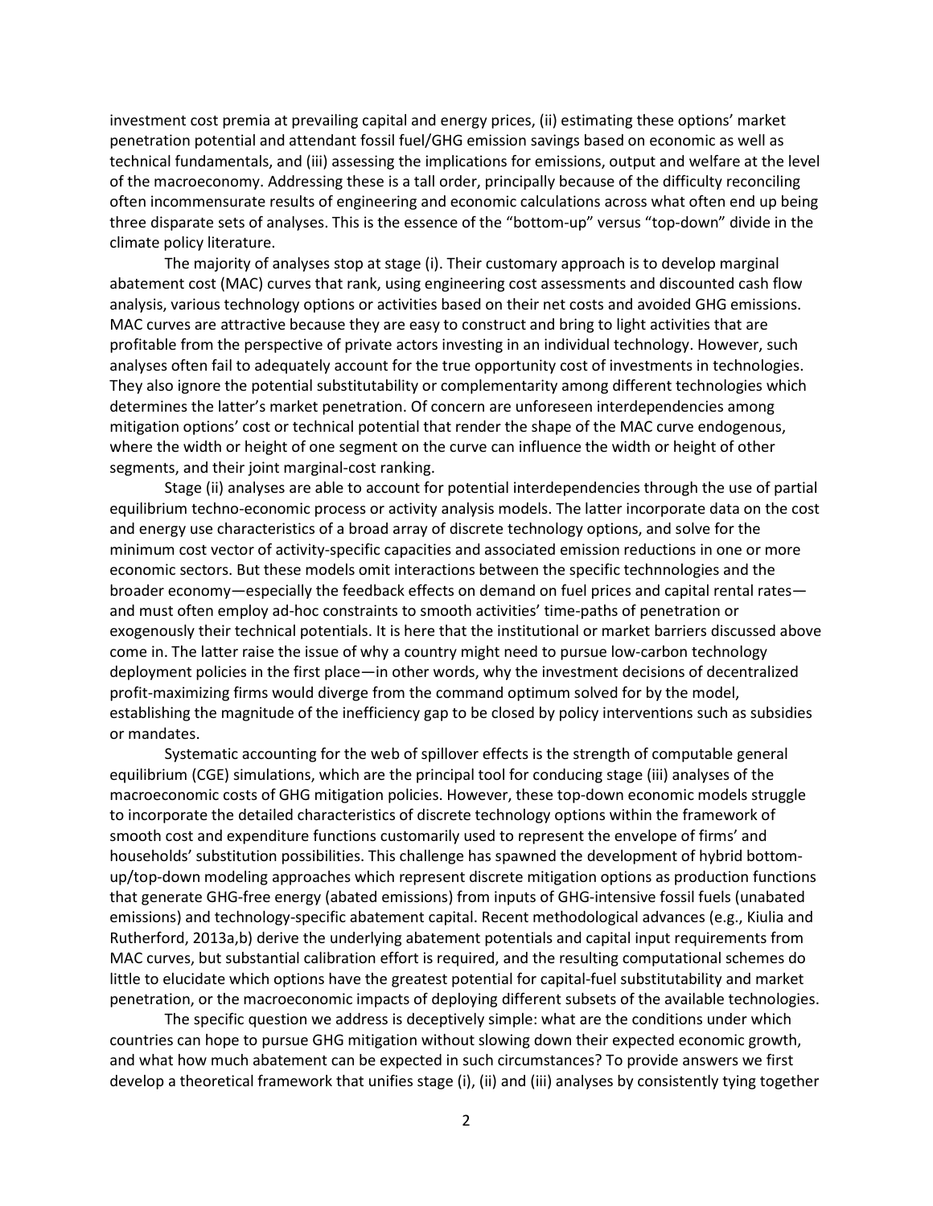investment cost premia at prevailing capital and energy prices, (ii) estimating these options' market penetration potential and attendant fossil fuel/GHG emission savings based on economic as well as technical fundamentals, and (iii) assessing the implications for emissions, output and welfare at the level of the macroeconomy. Addressing these is a tall order, principally because of the difficulty reconciling often incommensurate results of engineering and economic calculations across what often end up being three disparate sets of analyses. This is the essence of the "bottom-up" versus "top-down" divide in the climate policy literature.

The majority of analyses stop at stage (i). Their customary approach is to develop marginal abatement cost (MAC) curves that rank, using engineering cost assessments and discounted cash flow analysis, various technology options or activities based on their net costs and avoided GHG emissions. MAC curves are attractive because they are easy to construct and bring to light activities that are profitable from the perspective of private actors investing in an individual technology. However, such analyses often fail to adequately account for the true opportunity cost of investments in technologies. They also ignore the potential substitutability or complementarity among different technologies which determines the latter's market penetration. Of concern are unforeseen interdependencies among mitigation options' cost or technical potential that render the shape of the MAC curve endogenous, where the width or height of one segment on the curve can influence the width or height of other segments, and their joint marginal-cost ranking.

Stage (ii) analyses are able to account for potential interdependencies through the use of partial equilibrium techno-economic process or activity analysis models. The latter incorporate data on the cost and energy use characteristics of a broad array of discrete technology options, and solve for the minimum cost vector of activity-specific capacities and associated emission reductions in one or more economic sectors. But these models omit interactions between the specific technnologies and the broader economy—especially the feedback effects on demand on fuel prices and capital rental rates—and must often employ ad-hoc constraints to smooth activities' time-paths of penetration or exogenously their technical potentials. It is here that the institutional or market barriers discussed above come in. The latter raise the issue of why a country might need to pursue low-carbon technology deployment policies in the first place—in other words, why the investment decisions of decentralized profit-maximizing firms would diverge from the command optimum solved for by the model, establishing the magnitude of the inefficiency gap to be closed by policy interventions such as subsidies or mandates.

Systematic accounting for the web of spillover effects is the strength of computable general equilibrium (CGE) simulations, which are the principal tool for conducing stage (iii) analyses of the macroeconomic costs of GHG mitigation policies. However, these top-down economic models struggle to incorporate the detailed characteristics of discrete technology options within the framework of smooth cost and expenditure functions customarily used to represent the envelope of firms' and households' substitution possibilities. This challenge has spawned the development of hybrid bottom-up/top-down modeling approaches which represent discrete mitigation options as production functions that generate GHG-free energy (abated emissions) from inputs of GHG-intensive fossil fuels (unabated emissions) and technology-specific abatement capital. Recent methodological advances (e.g., Kiulia and Rutherford, 2013a,b) derive the underlying abatement potentials and capital input requirements from MAC curves, but substantial calibration effort is required, and the resulting computational schemes do little to elucidate which options have the greatest potential for capital-fuel substitutability and market penetration, or the macroeconomic impacts of deploying different subsets of the available technologies.

The specific question we address is deceptively simple: what are the conditions under which countries can hope to pursue GHG mitigation without slowing down their expected economic growth, and what how much abatement can be expected in such circumstances? To provide answers we first develop a theoretical framework that unifies stage (i), (ii) and (iii) analyses by consistently tying together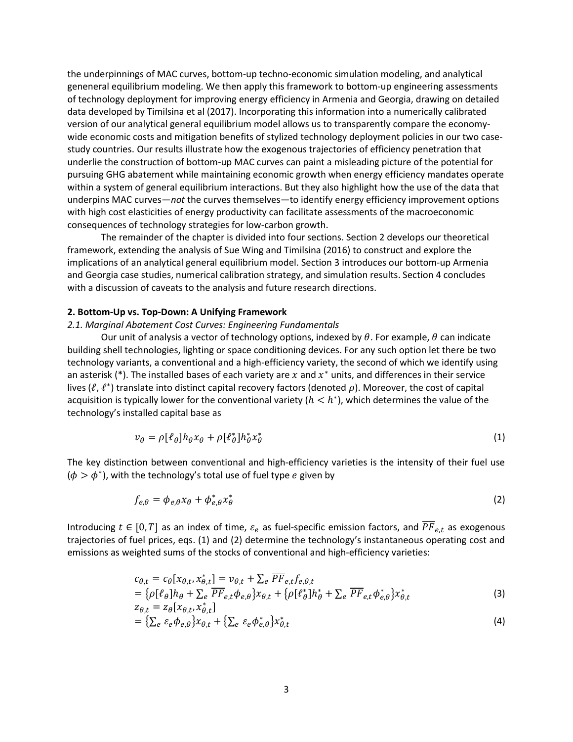the underpinnings of MAC curves, bottom-up techno-economic simulation modeling, and analytical geneneral equilibrium modeling. We then apply this framework to bottom-up engineering assessments of technology deployment for improving energy efficiency in Armenia and Georgia, drawing on detailed data developed by Timilsina et al (2017). Incorporating this information into a numerically calibrated version of our analytical general equilibrium model allows us to transparently compare the economy-wide economic costs and mitigation benefits of stylized technology deployment policies in our two case-study countries. Our results illustrate how the exogenous trajectories of efficiency penetration that underlie the construction of bottom-up MAC curves can paint a misleading picture of the potential for pursuing GHG abatement while maintaining economic growth when energy efficiency mandates operate within a system of general equilibrium interactions. But they also highlight how the use of the data that underpins MAC curves—*not* the curves themselves—to identify energy efficiency improvement options with high cost elasticities of energy productivity can facilitate assessments of the macroeconomic consequences of technology strategies for low-carbon growth.

The remainder of the chapter is divided into four sections. Section 2 develops our theoretical framework, extending the analysis of Sue Wing and Timilsina (2016) to construct and explore the implications of an analytical general equilibrium model. Section 3 introduces our bottom-up Armenia and Georgia case studies, numerical calibration strategy, and simulation results. Section 4 concludes with a discussion of caveats to the analysis and future research directions.

## 2. Bottom-Up vs. Top-Down: A Unifying Framework

### *2.1. Marginal Abatement Cost Curves: Engineering Fundamentals*

Our unit of analysis a vector of technology options, indexed by $\theta$. For example, $\theta$ can indicate building shell technologies, lighting or space conditioning devices. For any such option let there be two technology variants, a conventional and a high-efficiency variety, the second of which we identify using an asterisk (*). The installed bases of each variety are $x$ and $x^*$ units, and differences in their service lives ($\ell$, $\ell^*$) translate into distinct capital recovery factors (denoted $\rho$). Moreover, the cost of capital acquisition is typically lower for the conventional variety ($h < h^*$), which determines the value of the technology's installed capital base as

$$v_\theta = \rho[\ell_\theta] h_\theta x_\theta + \rho[\ell^*_\theta] h^*_\theta x^*_\theta \tag{1}$$

The key distinction between conventional and high-efficiency varieties is the intensity of their fuel use ($\phi > \phi^*$), with the technology's total use of fuel type $e$ given by

$$f_{e,\theta} = \phi_{e,\theta} x_\theta + \phi^*_{e,\theta} x^*_\theta \tag{2}$$

Introducing $t \in [0, T]$ as an index of time, $\varepsilon_e$ as fuel-specific emission factors, and $\overline{PF}_{e,t}$ as exogenous trajectories of fuel prices, eqs. (1) and (2) determine the technology's instantaneous operating cost and emissions as weighted sums of the stocks of conventional and high-efficiency varieties:

$$\begin{aligned} c_{\theta,t} &= c_\theta[x_{\theta,t}, x^*_{\theta,t}] = v_{\theta,t} + \textstyle\sum_e \overline{PF}_{e,t} f_{e,\theta,t} \\ &= \{\rho[\ell_\theta] h_\theta + \textstyle\sum_e \overline{PF}_{e,t} \phi_{e,\theta}\} x_{\theta,t} + \{\rho[\ell^*_\theta] h^*_\theta + \textstyle\sum_e \overline{PF}_{e,t} \phi^*_{e,\theta}\} x^*_{\theta,t} \end{aligned} \tag{3}$$

$$\begin{aligned} z_{\theta,t} &= z_\theta[x_{\theta,t}, x^*_{\theta,t}] \\ &= \{\textstyle\sum_e \varepsilon_e \phi_{e,\theta}\} x_{\theta,t} + \{\textstyle\sum_e \varepsilon_e \phi^*_{e,\theta}\} x^*_{\theta,t} \end{aligned} \tag{4}$$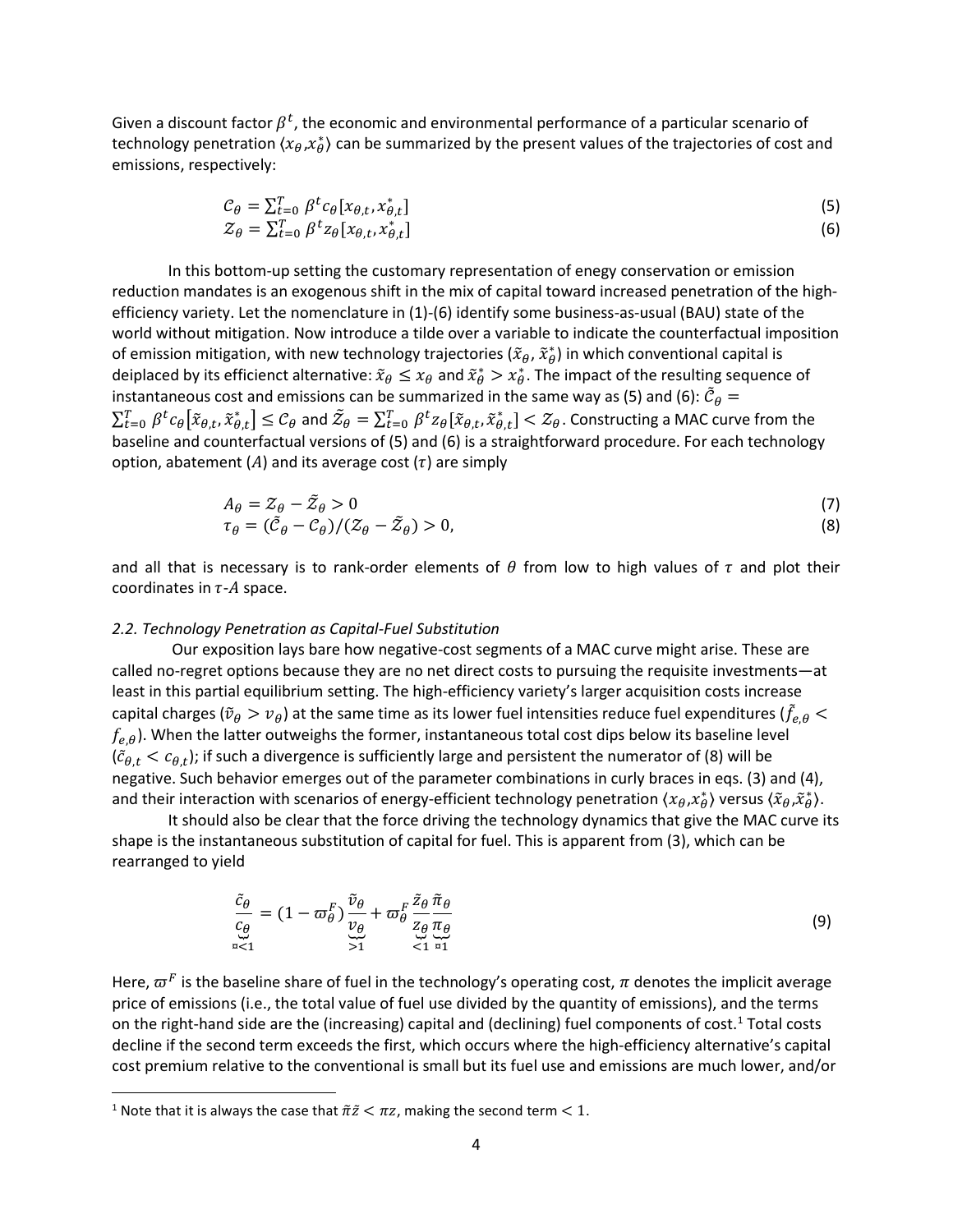Given a discount factor $\beta^t$, the economic and environmental performance of a particular scenario of technology penetration $\langle x_\theta, x_\theta^* \rangle$ can be summarized by the present values of the trajectories of cost and emissions, respectively:

$$\mathcal{C}_\theta = \sum_{t=0}^{T} \beta^t c_\theta[x_{\theta,t}, x_{\theta,t}^*] \tag{5}$$

$$\mathcal{Z}_\theta = \sum_{t=0}^{T} \beta^t z_\theta[x_{\theta,t}, x_{\theta,t}^*] \tag{6}$$

In this bottom-up setting the customary representation of enegy conservation or emission reduction mandates is an exogenous shift in the mix of capital toward increased penetration of the high-efficiency variety. Let the nomenclature in (1)-(6) identify some business-as-usual (BAU) state of the world without mitigation. Now introduce a tilde over a variable to indicate the counterfactual imposition of emission mitigation, with new technology trajectories $(\tilde{x}_\theta, \tilde{x}_\theta^*)$ in which conventional capital is deiplaced by its efficienct alternative: $\tilde{x}_\theta \leq x_\theta$ and $\tilde{x}_\theta^* > x_\theta^*$. The impact of the resulting sequence of instantaneous cost and emissions can be summarized in the same way as (5) and (6): $\tilde{\mathcal{C}}_\theta = \sum_{t=0}^{T} \beta^t c_\theta[\tilde{x}_{\theta,t}, \tilde{x}_{\theta,t}^*] \leq \mathcal{C}_\theta$ and $\tilde{\mathcal{Z}}_\theta = \sum_{t=0}^{T} \beta^t z_\theta[\tilde{x}_{\theta,t}, \tilde{x}_{\theta,t}^*] < \mathcal{Z}_\theta$. Constructing a MAC curve from the baseline and counterfactual versions of (5) and (6) is a straightforward procedure. For each technology option, abatement ($A$) and its average cost ($\tau$) are simply

$$A_\theta = \mathcal{Z}_\theta - \tilde{\mathcal{Z}}_\theta > 0 \tag{7}$$

$$\tau_\theta = (\tilde{\mathcal{C}}_\theta - \mathcal{C}_\theta)/(\mathcal{Z}_\theta - \tilde{\mathcal{Z}}_\theta) > 0, \tag{8}$$

and all that is necessary is to rank-order elements of $\theta$ from low to high values of $\tau$ and plot their coordinates in $\tau$-$A$ space.

*2.2. Technology Penetration as Capital-Fuel Substitution*

Our exposition lays bare how negative-cost segments of a MAC curve might arise. These are called no-regret options because they are no net direct costs to pursuing the requisite investments—at least in this partial equilibrium setting. The high-efficiency variety's larger acquisition costs increase capital charges ($\tilde{v}_\theta > v_\theta$) at the same time as its lower fuel intensities reduce fuel expenditures ($\tilde{f}_{e,\theta} < f_{e,\theta}$). When the latter outweighs the former, instantaneous total cost dips below its baseline level ($\tilde{c}_{\theta,t} < c_{\theta,t}$); if such a divergence is sufficiently large and persistent the numerator of (8) will be negative. Such behavior emerges out of the parameter combinations in curly braces in eqs. (3) and (4), and their interaction with scenarios of energy-efficient technology penetration $\langle x_\theta, x_\theta^* \rangle$ versus $\langle \tilde{x}_\theta, \tilde{x}_\theta^* \rangle$.

It should also be clear that the force driving the technology dynamics that give the MAC curve its shape is the instantaneous substitution of capital for fuel. This is apparent from (3), which can be rearranged to yield

$$\underbrace{\frac{\tilde{c}_\theta}{c_\theta}}_{\lessgtr 1} = (1 - \varpi_\theta^F) \underbrace{\frac{\tilde{v}_\theta}{v_\theta}}_{>1} + \varpi_\theta^F \underbrace{\frac{\tilde{z}_\theta}{z_\theta}}_{<1} \underbrace{\frac{\tilde{\pi}_\theta}{\pi_\theta}}_{\lessgtr 1} \tag{9}$$

Here, $\varpi^F$ is the baseline share of fuel in the technology's operating cost, $\pi$ denotes the implicit average price of emissions (i.e., the total value of fuel use divided by the quantity of emissions), and the terms on the right-hand side are the (increasing) capital and (declining) fuel components of cost.[1] Total costs decline if the second term exceeds the first, which occurs where the high-efficiency alternative's capital cost premium relative to the conventional is small but its fuel use and emissions are much lower, and/or

[1] Note that it is always the case that $\tilde{\pi}\tilde{z} < \pi z$, making the second term $< 1$.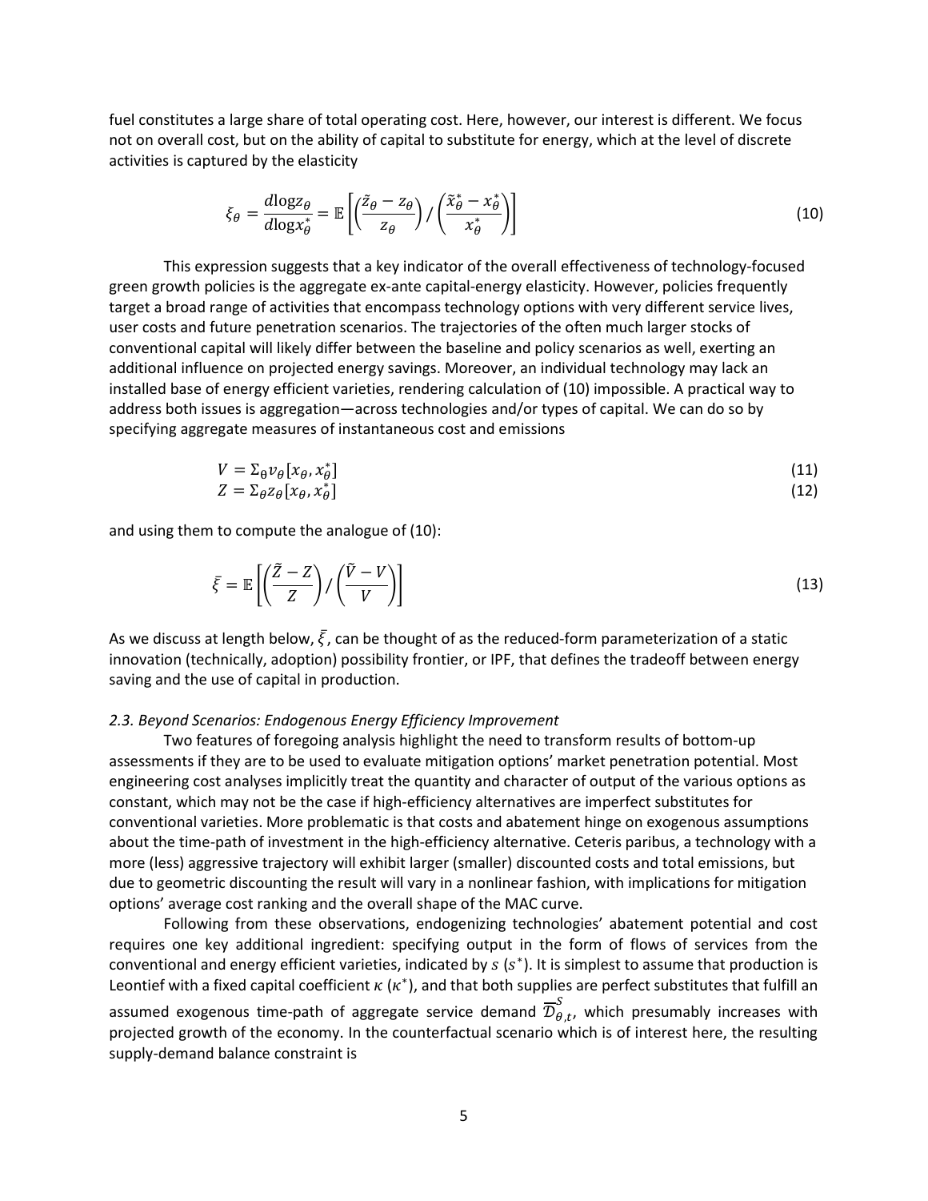fuel constitutes a large share of total operating cost. Here, however, our interest is different. We focus not on overall cost, but on the ability of capital to substitute for energy, which at the level of discrete activities is captured by the elasticity

$$\xi_\theta = \frac{d\log z_\theta}{d\log x^*_\theta} = \mathbb{E}\left[\left(\frac{\tilde{z}_\theta - z_\theta}{z_\theta}\right) / \left(\frac{\tilde{x}^*_\theta - x^*_\theta}{x^*_\theta}\right)\right] \tag{10}$$

This expression suggests that a key indicator of the overall effectiveness of technology-focused green growth policies is the aggregate ex-ante capital-energy elasticity. However, policies frequently target a broad range of activities that encompass technology options with very different service lives, user costs and future penetration scenarios. The trajectories of the often much larger stocks of conventional capital will likely differ between the baseline and policy scenarios as well, exerting an additional influence on projected energy savings. Moreover, an individual technology may lack an installed base of energy efficient varieties, rendering calculation of (10) impossible. A practical way to address both issues is aggregation—across technologies and/or types of capital. We can do so by specifying aggregate measures of instantaneous cost and emissions

$$V = \Sigma_\theta v_\theta[x_\theta, x^*_\theta] \tag{11}$$

$$Z = \Sigma_\theta z_\theta[x_\theta, x^*_\theta] \tag{12}$$

and using them to compute the analogue of (10):

$$\bar{\xi} = \mathbb{E}\left[\left(\frac{\tilde{Z} - Z}{Z}\right) / \left(\frac{\tilde{V} - V}{V}\right)\right] \tag{13}$$

As we discuss at length below, $\bar{\xi}$, can be thought of as the reduced-form parameterization of a static innovation (technically, adoption) possibility frontier, or IPF, that defines the tradeoff between energy saving and the use of capital in production.

*2.3. Beyond Scenarios: Endogenous Energy Efficiency Improvement*

Two features of foregoing analysis highlight the need to transform results of bottom-up assessments if they are to be used to evaluate mitigation options' market penetration potential. Most engineering cost analyses implicitly treat the quantity and character of output of the various options as constant, which may not be the case if high-efficiency alternatives are imperfect substitutes for conventional varieties. More problematic is that costs and abatement hinge on exogenous assumptions about the time-path of investment in the high-efficiency alternative. Ceteris paribus, a technology with a more (less) aggressive trajectory will exhibit larger (smaller) discounted costs and total emissions, but due to geometric discounting the result will vary in a nonlinear fashion, with implications for mitigation options' average cost ranking and the overall shape of the MAC curve.

Following from these observations, endogenizing technologies' abatement potential and cost requires one key additional ingredient: specifying output in the form of flows of services from the conventional and energy efficient varieties, indicated by $s$ ($s^*$). It is simplest to assume that production is Leontief with a fixed capital coefficient $\kappa$ ($\kappa^*$), and that both supplies are perfect substitutes that fulfill an assumed exogenous time-path of aggregate service demand $\overline{\mathcal{D}}^S_{\theta,t}$, which presumably increases with projected growth of the economy. In the counterfactual scenario which is of interest here, the resulting supply-demand balance constraint is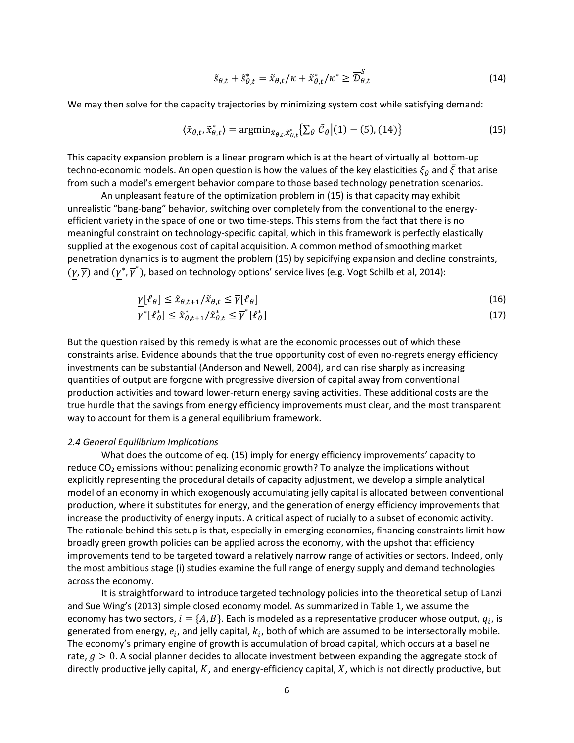$$\tilde{s}_{\theta,t} + \tilde{s}^*_{\theta,t} = \tilde{x}_{\theta,t}/\kappa + \tilde{x}^*_{\theta,t}/\kappa^* \geq \overline{\mathcal{D}}^S_{\theta,t} \tag{14}$$

We may then solve for the capacity trajectories by minimizing system cost while satisfying demand:

$$\langle \tilde{x}_{\theta,t}, \tilde{x}^*_{\theta,t} \rangle = \mathrm{argmin}_{\tilde{x}_{\theta,t}, \tilde{x}^*_{\theta,t}} \left\{ \sum_\theta \tilde{\mathcal{C}}_\theta \middle| (1) - (5), (14) \right\} \tag{15}$$

This capacity expansion problem is a linear program which is at the heart of virtually all bottom-up techno-economic models. An open question is how the values of the key elasticities $\xi_\theta$ and $\bar{\xi}$ that arise from such a model's emergent behavior compare to those based technology penetration scenarios.

An unpleasant feature of the optimization problem in (15) is that capacity may exhibit unrealistic "bang-bang" behavior, switching over completely from the conventional to the energy-efficient variety in the space of one or two time-steps. This stems from the fact that there is no meaningful constraint on technology-specific capital, which in this framework is perfectly elastically supplied at the exogenous cost of capital acquisition. A common method of smoothing market penetration dynamics is to augment the problem (15) by sepicifying expansion and decline constraints, $(\underline{\gamma}, \overline{\gamma})$ and $(\underline{\gamma}^*, \overline{\gamma}^*)$, based on technology options' service lives (e.g. Vogt Schilb et al, 2014):

$$\underline{\gamma}[\ell_\theta] \leq \tilde{x}_{\theta,t+1}/\tilde{x}_{\theta,t} \leq \overline{\gamma}[\ell_\theta] \tag{16}$$

$$\underline{\gamma}^*[\ell^*_\theta] \leq \tilde{x}^*_{\theta,t+1}/\tilde{x}^*_{\theta,t} \leq \overline{\gamma}^*[\ell^*_\theta] \tag{17}$$

But the question raised by this remedy is what are the economic processes out of which these constraints arise. Evidence abounds that the true opportunity cost of even no-regrets energy efficiency investments can be substantial (Anderson and Newell, 2004), and can rise sharply as increasing quantities of output are forgone with progressive diversion of capital away from conventional production activities and toward lower-return energy saving activities. These additional costs are the true hurdle that the savings from energy efficiency improvements must clear, and the most transparent way to account for them is a general equilibrium framework.

### *2.4 General Equilibrium Implications*

What does the outcome of eq. (15) imply for energy efficiency improvements' capacity to reduce $CO_2$ emissions without penalizing economic growth? To analyze the implications without explicitly representing the procedural details of capacity adjustment, we develop a simple analytical model of an economy in which exogenously accumulating jelly capital is allocated between conventional production, where it substitutes for energy, and the generation of energy efficiency improvements that increase the productivity of energy inputs. A critical aspect of rucially to a subset of economic activity. The rationale behind this setup is that, especially in emerging economies, financing constraints limit how broadly green growth policies can be applied across the economy, with the upshot that efficiency improvements tend to be targeted toward a relatively narrow range of activities or sectors. Indeed, only the most ambitious stage (i) studies examine the full range of energy supply and demand technologies across the economy.

It is straightforward to introduce targeted technology policies into the theoretical setup of Lanzi and Sue Wing's (2013) simple closed economy model. As summarized in Table 1, we assume the economy has two sectors, $i = \{A, B\}$. Each is modeled as a representative producer whose output, $q_i$, is generated from energy, $e_i$, and jelly capital, $k_i$, both of which are assumed to be intersectorally mobile. The economy's primary engine of growth is accumulation of broad capital, which occurs at a baseline rate, $g > 0$. A social planner decides to allocate investment between expanding the aggregate stock of directly productive jelly capital, $K$, and energy-efficiency capital, $X$, which is not directly productive, but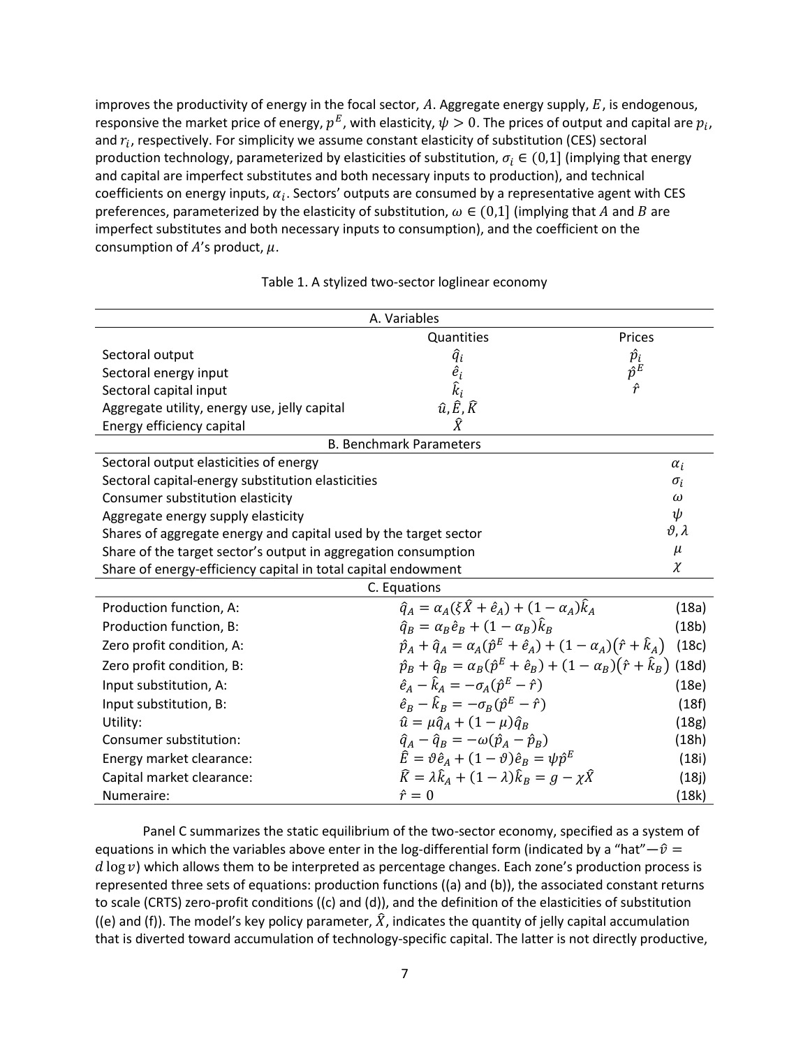improves the productivity of energy in the focal sector, $A$. Aggregate energy supply, $E$, is endogenous, responsive the market price of energy, $p^E$, with elasticity, $\psi > 0$. The prices of output and capital are $p_i$, and $r_i$, respectively. For simplicity we assume constant elasticity of substitution (CES) sectoral production technology, parameterized by elasticities of substitution, $\sigma_i \in (0,1]$ (implying that energy and capital are imperfect substitutes and both necessary inputs to production), and technical coefficients on energy inputs, $\alpha_i$. Sectors' outputs are consumed by a representative agent with CES preferences, parameterized by the elasticity of substitution, $\omega \in (0,1]$ (implying that $A$ and $B$ are imperfect substitutes and both necessary inputs to consumption), and the coefficient on the consumption of $A$'s product, $\mu$.

Table 1. A stylized two-sector loglinear economy

| A. Variables | | | |
|---|---|---|---|
| | Quantities | Prices | |
| Sectoral output | $\hat{q}_i$ | $\hat{p}_i$ | |
| Sectoral energy input | $\hat{e}_i$ | $\hat{p}^E$ | |
| Sectoral capital input | $\hat{k}_i$ | $\hat{r}$ | |
| Aggregate utility, energy use, jelly capital | $\hat{u}, \hat{E}, \hat{K}$ | | |
| Energy efficiency capital | $\hat{X}$ | | |
| **B. Benchmark Parameters** | | | |
| Sectoral output elasticities of energy | | | $\alpha_i$ |
| Sectoral capital-energy substitution elasticities | | | $\sigma_i$ |
| Consumer substitution elasticity | | | $\omega$ |
| Aggregate energy supply elasticity | | | $\psi$ |
| Shares of aggregate energy and capital used by the target sector | | | $\vartheta, \lambda$ |
| Share of the target sector's output in aggregation consumption | | | $\mu$ |
| Share of energy-efficiency capital in total capital endowment | | | $\chi$ |
| **C. Equations** | | | |
| Production function, A: | $\hat{q}_A = \alpha_A(\xi\hat{X} + \hat{e}_A) + (1-\alpha_A)\hat{k}_A$ | | (18a) |
| Production function, B: | $\hat{q}_B = \alpha_B\hat{e}_B + (1-\alpha_B)\hat{k}_B$ | | (18b) |
| Zero profit condition, A: | $\hat{p}_A + \hat{q}_A = \alpha_A(\hat{p}^E + \hat{e}_A) + (1-\alpha_A)(\hat{r} + \hat{k}_A)$ | | (18c) |
| Zero profit condition, B: | $\hat{p}_B + \hat{q}_B = \alpha_B(\hat{p}^E + \hat{e}_B) + (1-\alpha_B)(\hat{r} + \hat{k}_B)$ | | (18d) |
| Input substitution, A: | $\hat{e}_A - \hat{k}_A = -\sigma_A(\hat{p}^E - \hat{r})$ | | (18e) |
| Input substitution, B: | $\hat{e}_B - \hat{k}_B = -\sigma_B(\hat{p}^E - \hat{r})$ | | (18f) |
| Utility: | $\hat{u} = \mu\hat{q}_A + (1-\mu)\hat{q}_B$ | | (18g) |
| Consumer substitution: | $\hat{q}_A - \hat{q}_B = -\omega(\hat{p}_A - \hat{p}_B)$ | | (18h) |
| Energy market clearance: | $\hat{E} = \vartheta\hat{e}_A + (1-\vartheta)\hat{e}_B = \psi\hat{p}^E$ | | (18i) |
| Capital market clearance: | $\hat{K} = \lambda\hat{k}_A + (1-\lambda)\hat{k}_B = g - \chi\hat{X}$ | | (18j) |
| Numeraire: | $\hat{r} = 0$ | | (18k) |

Panel C summarizes the static equilibrium of the two-sector economy, specified as a system of equations in which the variables above enter in the log-differential form (indicated by a "hat"—$\hat{v} = d\log v$) which allows them to be interpreted as percentage changes. Each zone's production process is represented three sets of equations: production functions ((a) and (b)), the associated constant returns to scale (CRTS) zero-profit conditions ((c) and (d)), and the definition of the elasticities of substitution ((e) and (f)). The model's key policy parameter, $\hat{X}$, indicates the quantity of jelly capital accumulation that is diverted toward accumulation of technology-specific capital. The latter is not directly productive,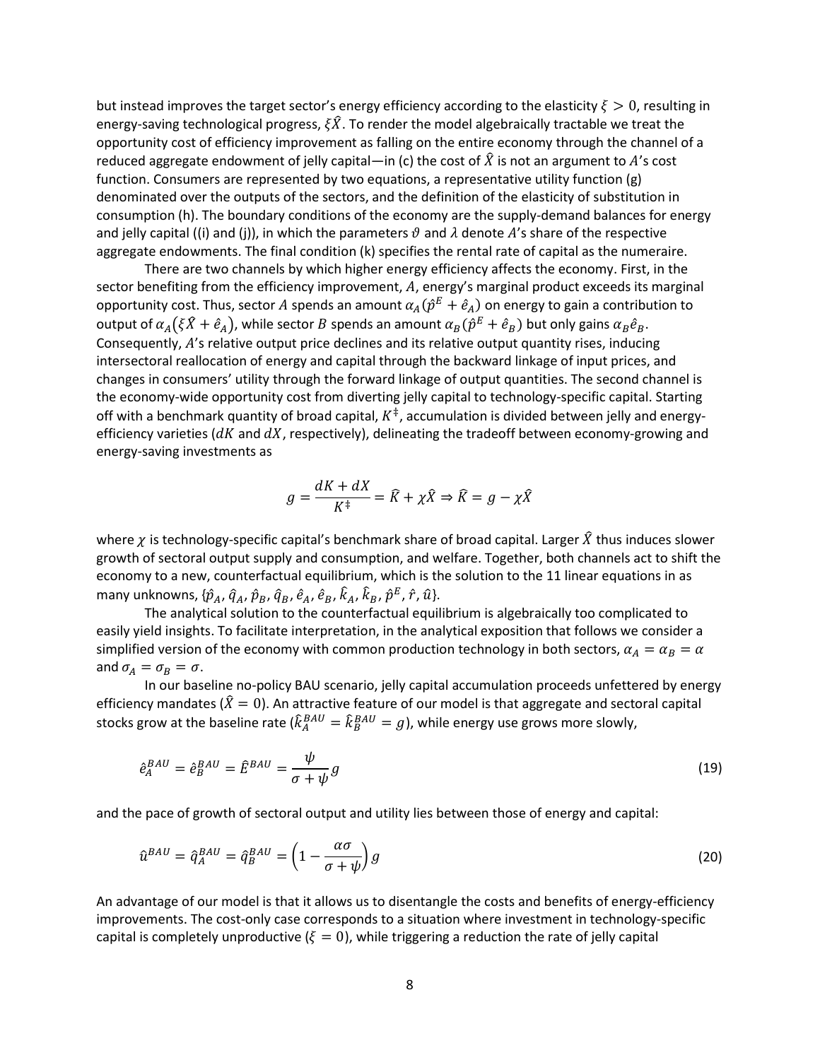but instead improves the target sector's energy efficiency according to the elasticity $\xi > 0$, resulting in energy-saving technological progress, $\xi\hat{X}$. To render the model algebraically tractable we treat the opportunity cost of efficiency improvement as falling on the entire economy through the channel of a reduced aggregate endowment of jelly capital—in (c) the cost of $\hat{X}$ is not an argument to $A$'s cost function. Consumers are represented by two equations, a representative utility function (g) denominated over the outputs of the sectors, and the definition of the elasticity of substitution in consumption (h). The boundary conditions of the economy are the supply-demand balances for energy and jelly capital ((i) and (j)), in which the parameters $\vartheta$ and $\lambda$ denote $A$'s share of the respective aggregate endowments. The final condition (k) specifies the rental rate of capital as the numeraire.

There are two channels by which higher energy efficiency affects the economy. First, in the sector benefiting from the efficiency improvement, $A$, energy's marginal product exceeds its marginal opportunity cost. Thus, sector $A$ spends an amount $\alpha_A(\hat{p}^E + \hat{e}_A)$ on energy to gain a contribution to output of $\alpha_A(\xi\hat{X} + \hat{e}_A)$, while sector $B$ spends an amount $\alpha_B(\hat{p}^E + \hat{e}_B)$ but only gains $\alpha_B\hat{e}_B$. Consequently, $A$'s relative output price declines and its relative output quantity rises, inducing intersectoral reallocation of energy and capital through the backward linkage of input prices, and changes in consumers' utility through the forward linkage of output quantities. The second channel is the economy-wide opportunity cost from diverting jelly capital to technology-specific capital. Starting off with a benchmark quantity of broad capital, $K^{\ddagger}$, accumulation is divided between jelly and energy-efficiency varieties ($dK$ and $dX$, respectively), delineating the tradeoff between economy-growing and energy-saving investments as

$$g = \frac{dK + dX}{K^{\ddagger}} = \hat{K} + \chi\hat{X} \Rightarrow \hat{K} = g - \chi\hat{X}$$

where $\chi$ is technology-specific capital's benchmark share of broad capital. Larger $\hat{X}$ thus induces slower growth of sectoral output supply and consumption, and welfare. Together, both channels act to shift the economy to a new, counterfactual equilibrium, which is the solution to the 11 linear equations in as many unknowns, $\{\hat{p}_A, \hat{q}_A, \hat{p}_B, \hat{q}_B, \hat{e}_A, \hat{e}_B, \hat{k}_A, \hat{k}_B, \hat{p}^E, \hat{r}, \hat{u}\}$.

The analytical solution to the counterfactual equilibrium is algebraically too complicated to easily yield insights. To facilitate interpretation, in the analytical exposition that follows we consider a simplified version of the economy with common production technology in both sectors, $\alpha_A = \alpha_B = \alpha$ and $\sigma_A = \sigma_B = \sigma$.

In our baseline no-policy BAU scenario, jelly capital accumulation proceeds unfettered by energy efficiency mandates ($\hat{X} = 0$). An attractive feature of our model is that aggregate and sectoral capital stocks grow at the baseline rate ($\hat{k}_A^{BAU} = \hat{k}_B^{BAU} = g$), while energy use grows more slowly,

$$\hat{e}_A^{BAU} = \hat{e}_B^{BAU} = \hat{E}^{BAU} = \frac{\psi}{\sigma + \psi}g \tag{19}$$

and the pace of growth of sectoral output and utility lies between those of energy and capital:

$$\hat{u}^{BAU} = \hat{q}_A^{BAU} = \hat{q}_B^{BAU} = \left(1 - \frac{\alpha\sigma}{\sigma + \psi}\right)g \tag{20}$$

An advantage of our model is that it allows us to disentangle the costs and benefits of energy-efficiency improvements. The cost-only case corresponds to a situation where investment in technology-specific capital is completely unproductive ($\xi = 0$), while triggering a reduction the rate of jelly capital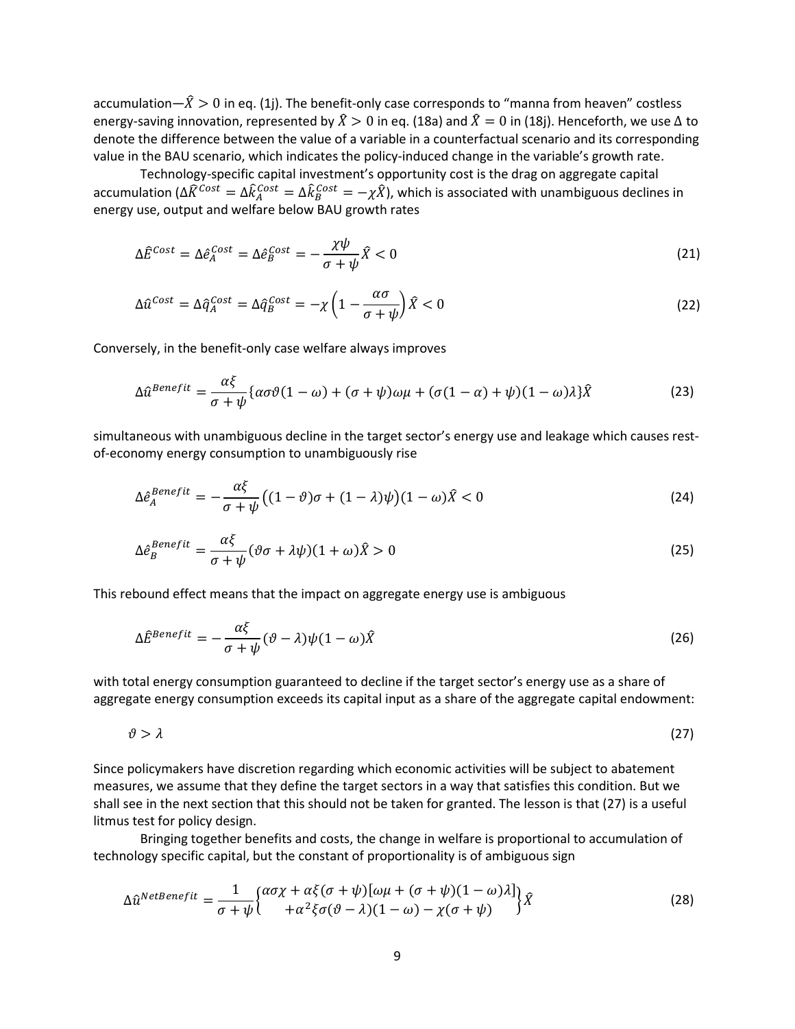accumulation—$\hat{X} > 0$ in eq. (1j). The benefit-only case corresponds to "manna from heaven" costless energy-saving innovation, represented by $\hat{X} > 0$ in eq. (18a) and $\hat{X} = 0$ in (18j). Henceforth, we use $\Delta$ to denote the difference between the value of a variable in a counterfactual scenario and its corresponding value in the BAU scenario, which indicates the policy-induced change in the variable's growth rate.

Technology-specific capital investment's opportunity cost is the drag on aggregate capital accumulation ($\Delta\hat{K}^{Cost} = \Delta\hat{k}_A^{Cost} = \Delta\hat{k}_B^{Cost} = -\chi\hat{X}$), which is associated with unambiguous declines in energy use, output and welfare below BAU growth rates

$$\Delta\hat{E}^{Cost} = \Delta\hat{e}_A^{Cost} = \Delta\hat{e}_B^{Cost} = -\frac{\chi\psi}{\sigma+\psi}\hat{X} < 0 \tag{21}$$

$$\Delta\hat{u}^{Cost} = \Delta\hat{q}_A^{Cost} = \Delta\hat{q}_B^{Cost} = -\chi\left(1 - \frac{\alpha\sigma}{\sigma+\psi}\right)\hat{X} < 0 \tag{22}$$

Conversely, in the benefit-only case welfare always improves

$$\Delta\hat{u}^{Benefit} = \frac{\alpha\xi}{\sigma+\psi}\{\alpha\sigma\vartheta(1-\omega) + (\sigma+\psi)\omega\mu + (\sigma(1-\alpha)+\psi)(1-\omega)\lambda\}\hat{X} \tag{23}$$

simultaneous with unambiguous decline in the target sector's energy use and leakage which causes rest-of-economy energy consumption to unambiguously rise

$$\Delta\hat{e}_A^{Benefit} = -\frac{\alpha\xi}{\sigma+\psi}\big((1-\vartheta)\sigma + (1-\lambda)\psi\big)(1-\omega)\hat{X} < 0 \tag{24}$$

$$\Delta\hat{e}_B^{Benefit} = \frac{\alpha\xi}{\sigma+\psi}(\vartheta\sigma + \lambda\psi)(1+\omega)\hat{X} > 0 \tag{25}$$

This rebound effect means that the impact on aggregate energy use is ambiguous

$$\Delta\hat{E}^{Benefit} = -\frac{\alpha\xi}{\sigma+\psi}(\vartheta-\lambda)\psi(1-\omega)\hat{X} \tag{26}$$

with total energy consumption guaranteed to decline if the target sector's energy use as a share of aggregate energy consumption exceeds its capital input as a share of the aggregate capital endowment:

$$\vartheta > \lambda \tag{27}$$

Since policymakers have discretion regarding which economic activities will be subject to abatement measures, we assume that they define the target sectors in a way that satisfies this condition. But we shall see in the next section that this should not be taken for granted. The lesson is that (27) is a useful litmus test for policy design.

Bringing together benefits and costs, the change in welfare is proportional to accumulation of technology specific capital, but the constant of proportionality is of ambiguous sign

$$\Delta\hat{u}^{NetBenefit} = \frac{1}{\sigma+\psi}\left\{\begin{matrix}\alpha\sigma\chi + \alpha\xi(\sigma+\psi)[\omega\mu + (\sigma+\psi)(1-\omega)\lambda] \\ +\alpha^2\xi\sigma(\vartheta-\lambda)(1-\omega) - \chi(\sigma+\psi)\end{matrix}\right\}\hat{X} \tag{28}$$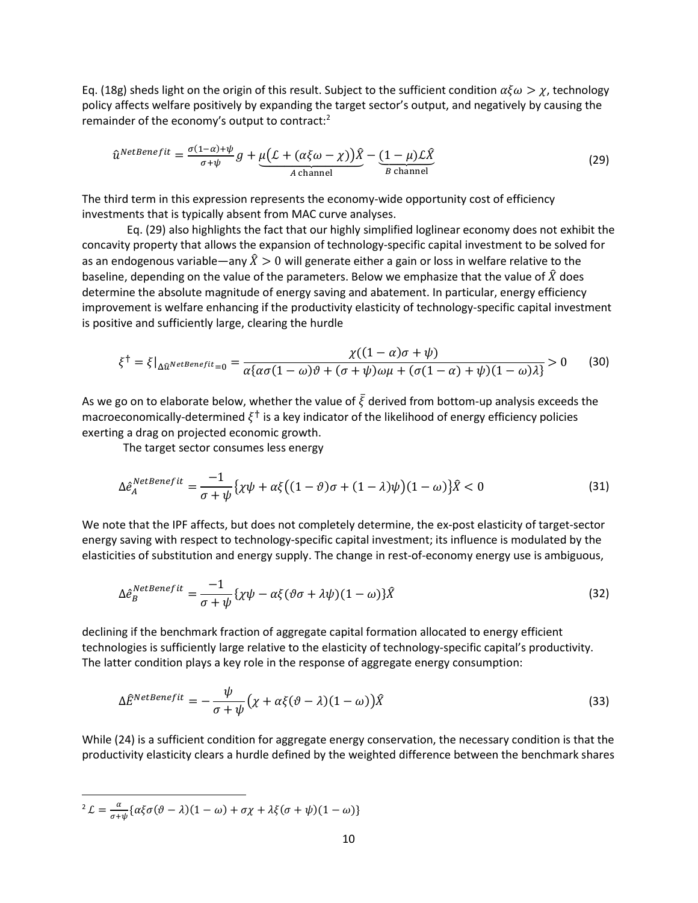Eq. (18g) sheds light on the origin of this result. Subject to the sufficient condition $\alpha\xi\omega > \chi$, technology policy affects welfare positively by expanding the target sector's output, and negatively by causing the remainder of the economy's output to contract:[2]

$$\hat{u}^{NetBenefit} = \frac{\sigma(1-\alpha)+\psi}{\sigma+\psi} g + \underbrace{\mu\big(\mathcal{L} + (\alpha\xi\omega - \chi)\big)\hat{X}}_{A\text{ channel}} - \underbrace{(1-\mu)\mathcal{L}\hat{X}}_{B\text{ channel}} \tag{29}$$

The third term in this expression represents the economy-wide opportunity cost of efficiency investments that is typically absent from MAC curve analyses.

Eq. (29) also highlights the fact that our highly simplified loglinear economy does not exhibit the concavity property that allows the expansion of technology-specific capital investment to be solved for as an endogenous variable—any $\hat{X} > 0$ will generate either a gain or loss in welfare relative to the baseline, depending on the value of the parameters. Below we emphasize that the value of $\hat{X}$ does determine the absolute magnitude of energy saving and abatement. In particular, energy efficiency improvement is welfare enhancing if the productivity elasticity of technology-specific capital investment is positive and sufficiently large, clearing the hurdle

$$\xi^{\dagger} = \xi|_{\Delta\hat{u}^{NetBenefit}=0} = \frac{\chi((1-\alpha)\sigma + \psi)}{\alpha\{\alpha\sigma(1-\omega)\vartheta + (\sigma+\psi)\omega\mu + (\sigma(1-\alpha)+\psi)(1-\omega)\lambda\}} > 0 \tag{30}$$

As we go on to elaborate below, whether the value of $\bar{\xi}$ derived from bottom-up analysis exceeds the macroeconomically-determined $\xi^{\dagger}$ is a key indicator of the likelihood of energy efficiency policies exerting a drag on projected economic growth.

The target sector consumes less energy

$$\Delta\hat{e}_A^{NetBenefit} = \frac{-1}{\sigma+\psi}\{\chi\psi + \alpha\xi\big((1-\vartheta)\sigma + (1-\lambda)\psi\big)(1-\omega)\}\hat{X} < 0 \tag{31}$$

We note that the IPF affects, but does not completely determine, the ex-post elasticity of target-sector energy saving with respect to technology-specific capital investment; its influence is modulated by the elasticities of substitution and energy supply. The change in rest-of-economy energy use is ambiguous,

$$\Delta\hat{e}_B^{NetBenefit} = \frac{-1}{\sigma+\psi}\{\chi\psi - \alpha\xi(\vartheta\sigma + \lambda\psi)(1-\omega)\}\hat{X} \tag{32}$$

declining if the benchmark fraction of aggregate capital formation allocated to energy efficient technologies is sufficiently large relative to the elasticity of technology-specific capital's productivity. The latter condition plays a key role in the response of aggregate energy consumption:

$$\Delta\hat{E}^{NetBenefit} = -\frac{\psi}{\sigma+\psi}\big(\chi + \alpha\xi(\vartheta - \lambda)(1-\omega)\big)\hat{X} \tag{33}$$

While (24) is a sufficient condition for aggregate energy conservation, the necessary condition is that the productivity elasticity clears a hurdle defined by the weighted difference between the benchmark shares

---

[2] $\mathcal{L} = \frac{\alpha}{\sigma+\psi}\{\alpha\xi\sigma(\vartheta-\lambda)(1-\omega) + \sigma\chi + \lambda\xi(\sigma+\psi)(1-\omega)\}$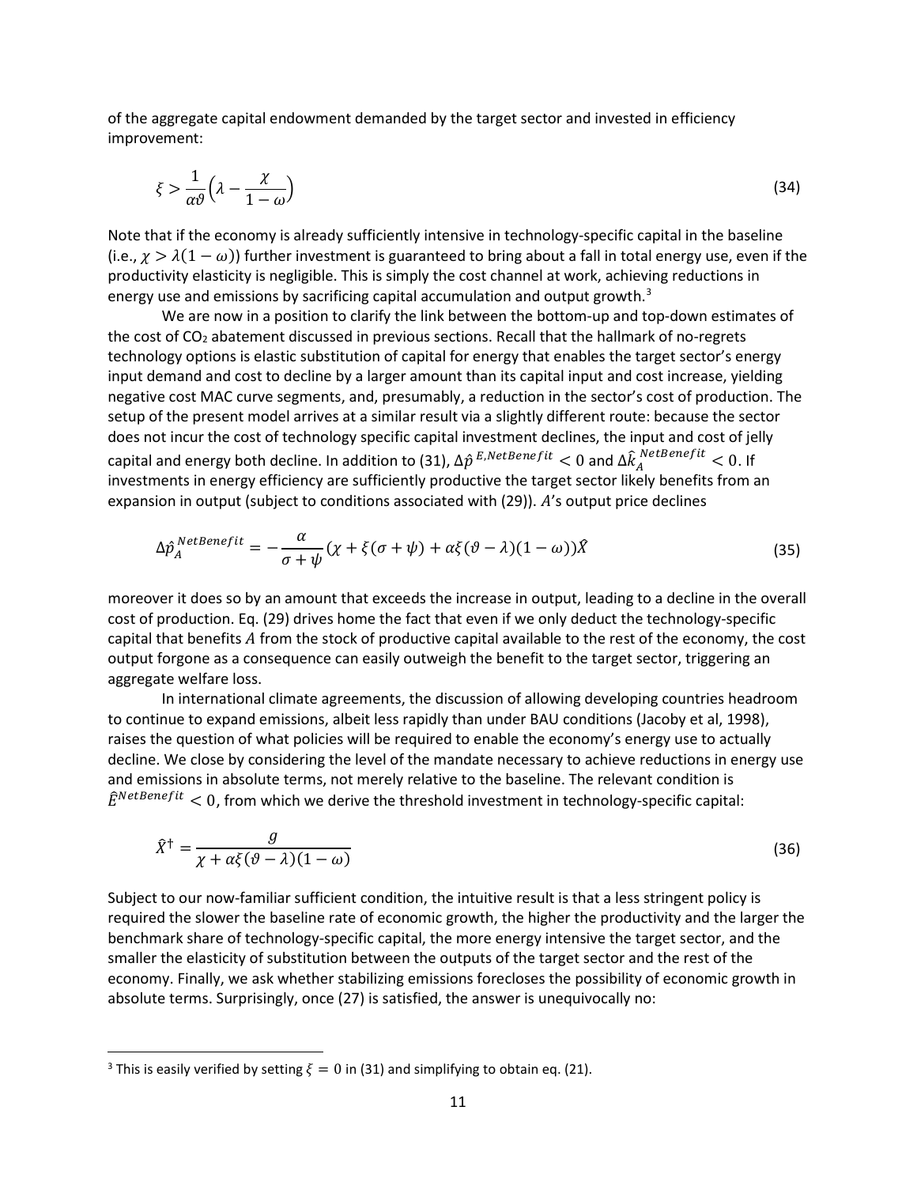of the aggregate capital endowment demanded by the target sector and invested in efficiency improvement:

$$\xi > \frac{1}{\alpha\vartheta}\left(\lambda - \frac{\chi}{1-\omega}\right) \tag{34}$$

Note that if the economy is already sufficiently intensive in technology-specific capital in the baseline (i.e., $\chi > \lambda(1-\omega)$) further investment is guaranteed to bring about a fall in total energy use, even if the productivity elasticity is negligible. This is simply the cost channel at work, achieving reductions in energy use and emissions by sacrificing capital accumulation and output growth.[3]

We are now in a position to clarify the link between the bottom-up and top-down estimates of the cost of $CO_2$ abatement discussed in previous sections. Recall that the hallmark of no-regrets technology options is elastic substitution of capital for energy that enables the target sector's energy input demand and cost to decline by a larger amount than its capital input and cost increase, yielding negative cost MAC curve segments, and, presumably, a reduction in the sector's cost of production. The setup of the present model arrives at a similar result via a slightly different route: because the sector does not incur the cost of technology specific capital investment declines, the input and cost of jelly capital and energy both decline. In addition to (31), $\Delta\hat{p}^{E,NetBenefit} < 0$ and $\Delta\hat{k}_A^{NetBenefit} < 0$. If investments in energy efficiency are sufficiently productive the target sector likely benefits from an expansion in output (subject to conditions associated with (29)). $A$'s output price declines

$$\Delta\hat{p}_A^{NetBenefit} = -\frac{\alpha}{\sigma+\psi}(\chi + \xi(\sigma+\psi) + \alpha\xi(\vartheta-\lambda)(1-\omega))\hat{X} \tag{35}$$

moreover it does so by an amount that exceeds the increase in output, leading to a decline in the overall cost of production. Eq. (29) drives home the fact that even if we only deduct the technology-specific capital that benefits $A$ from the stock of productive capital available to the rest of the economy, the cost output forgone as a consequence can easily outweigh the benefit to the target sector, triggering an aggregate welfare loss.

In international climate agreements, the discussion of allowing developing countries headroom to continue to expand emissions, albeit less rapidly than under BAU conditions (Jacoby et al, 1998), raises the question of what policies will be required to enable the economy's energy use to actually decline. We close by considering the level of the mandate necessary to achieve reductions in energy use and emissions in absolute terms, not merely relative to the baseline. The relevant condition is $\hat{E}^{NetBenefit} < 0$, from which we derive the threshold investment in technology-specific capital:

$$\hat{X}^{\dagger} = \frac{g}{\chi + \alpha\xi(\vartheta-\lambda)(1-\omega)} \tag{36}$$

Subject to our now-familiar sufficient condition, the intuitive result is that a less stringent policy is required the slower the baseline rate of economic growth, the higher the productivity and the larger the benchmark share of technology-specific capital, the more energy intensive the target sector, and the smaller the elasticity of substitution between the outputs of the target sector and the rest of the economy. Finally, we ask whether stabilizing emissions forecloses the possibility of economic growth in absolute terms. Surprisingly, once (27) is satisfied, the answer is unequivocally no:

---

[3] This is easily verified by setting $\xi = 0$ in (31) and simplifying to obtain eq. (21).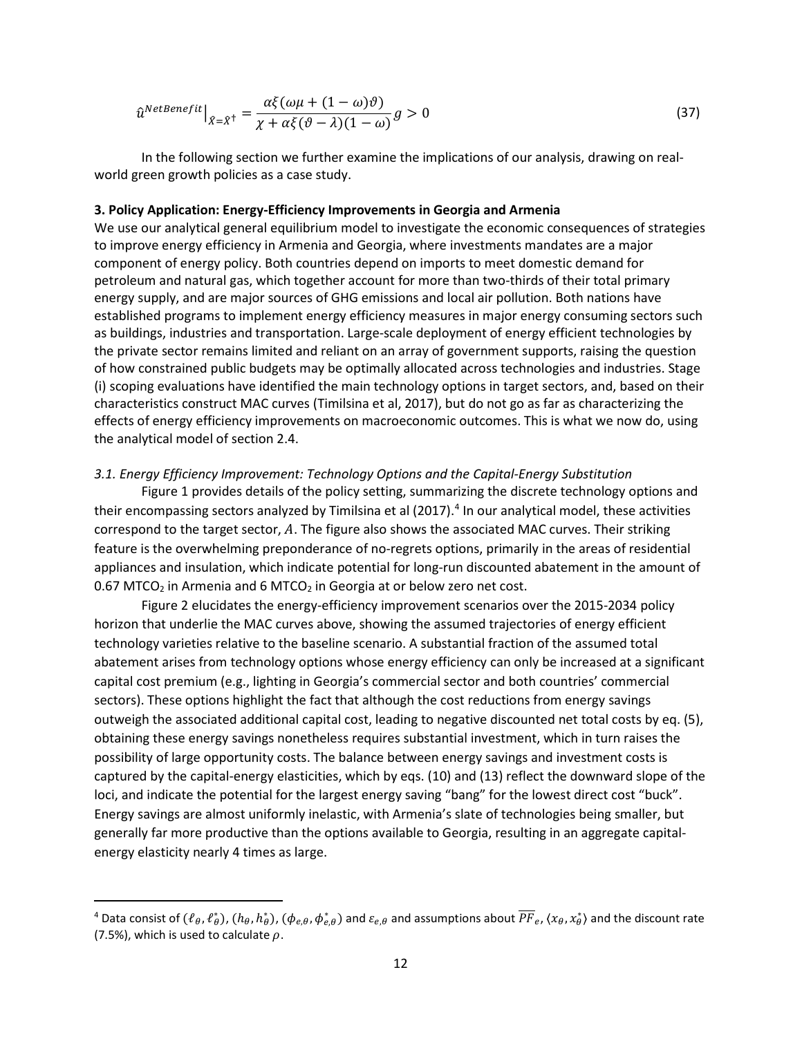$$\hat{u}^{NetBenefit}\big|_{\hat{X}=\hat{X}^{\dagger}} = \frac{\alpha\xi(\omega\mu + (1-\omega)\vartheta)}{\chi + \alpha\xi(\vartheta - \lambda)(1-\omega)} g > 0 \tag{37}$$

In the following section we further examine the implications of our analysis, drawing on real-world green growth policies as a case study.

**3. Policy Application: Energy-Efficiency Improvements in Georgia and Armenia**

We use our analytical general equilibrium model to investigate the economic consequences of strategies to improve energy efficiency in Armenia and Georgia, where investments mandates are a major component of energy policy. Both countries depend on imports to meet domestic demand for petroleum and natural gas, which together account for more than two-thirds of their total primary energy supply, and are major sources of GHG emissions and local air pollution. Both nations have established programs to implement energy efficiency measures in major energy consuming sectors such as buildings, industries and transportation. Large-scale deployment of energy efficient technologies by the private sector remains limited and reliant on an array of government supports, raising the question of how constrained public budgets may be optimally allocated across technologies and industries. Stage (i) scoping evaluations have identified the main technology options in target sectors, and, based on their characteristics construct MAC curves (Timilsina et al, 2017), but do not go as far as characterizing the effects of energy efficiency improvements on macroeconomic outcomes. This is what we now do, using the analytical model of section 2.4.

*3.1. Energy Efficiency Improvement: Technology Options and the Capital-Energy Substitution*

Figure 1 provides details of the policy setting, summarizing the discrete technology options and their encompassing sectors analyzed by Timilsina et al (2017).[4] In our analytical model, these activities correspond to the target sector, $A$. The figure also shows the associated MAC curves. Their striking feature is the overwhelming preponderance of no-regrets options, primarily in the areas of residential appliances and insulation, which indicate potential for long-run discounted abatement in the amount of 0.67 $MTCO_2$ in Armenia and 6 $MTCO_2$ in Georgia at or below zero net cost.

Figure 2 elucidates the energy-efficiency improvement scenarios over the 2015-2034 policy horizon that underlie the MAC curves above, showing the assumed trajectories of energy efficient technology varieties relative to the baseline scenario. A substantial fraction of the assumed total abatement arises from technology options whose energy efficiency can only be increased at a significant capital cost premium (e.g., lighting in Georgia's commercial sector and both countries' commercial sectors). These options highlight the fact that although the cost reductions from energy savings outweigh the associated additional capital cost, leading to negative discounted net total costs by eq. (5), obtaining these energy savings nonetheless requires substantial investment, which in turn raises the possibility of large opportunity costs. The balance between energy savings and investment costs is captured by the capital-energy elasticities, which by eqs. (10) and (13) reflect the downward slope of the loci, and indicate the potential for the largest energy saving "bang" for the lowest direct cost "buck". Energy savings are almost uniformly inelastic, with Armenia's slate of technologies being smaller, but generally far more productive than the options available to Georgia, resulting in an aggregate capital-energy elasticity nearly 4 times as large.

[4] Data consist of $(\ell_\theta, \ell_\theta^*)$, $(h_\theta, h_\theta^*)$, $(\phi_{e,\theta}, \phi_{e,\theta}^*)$ and $\varepsilon_{e,\theta}$ and assumptions about $\overline{PF}_e$, $\langle x_\theta, x_\theta^* \rangle$ and the discount rate (7.5%), which is used to calculate $\rho$.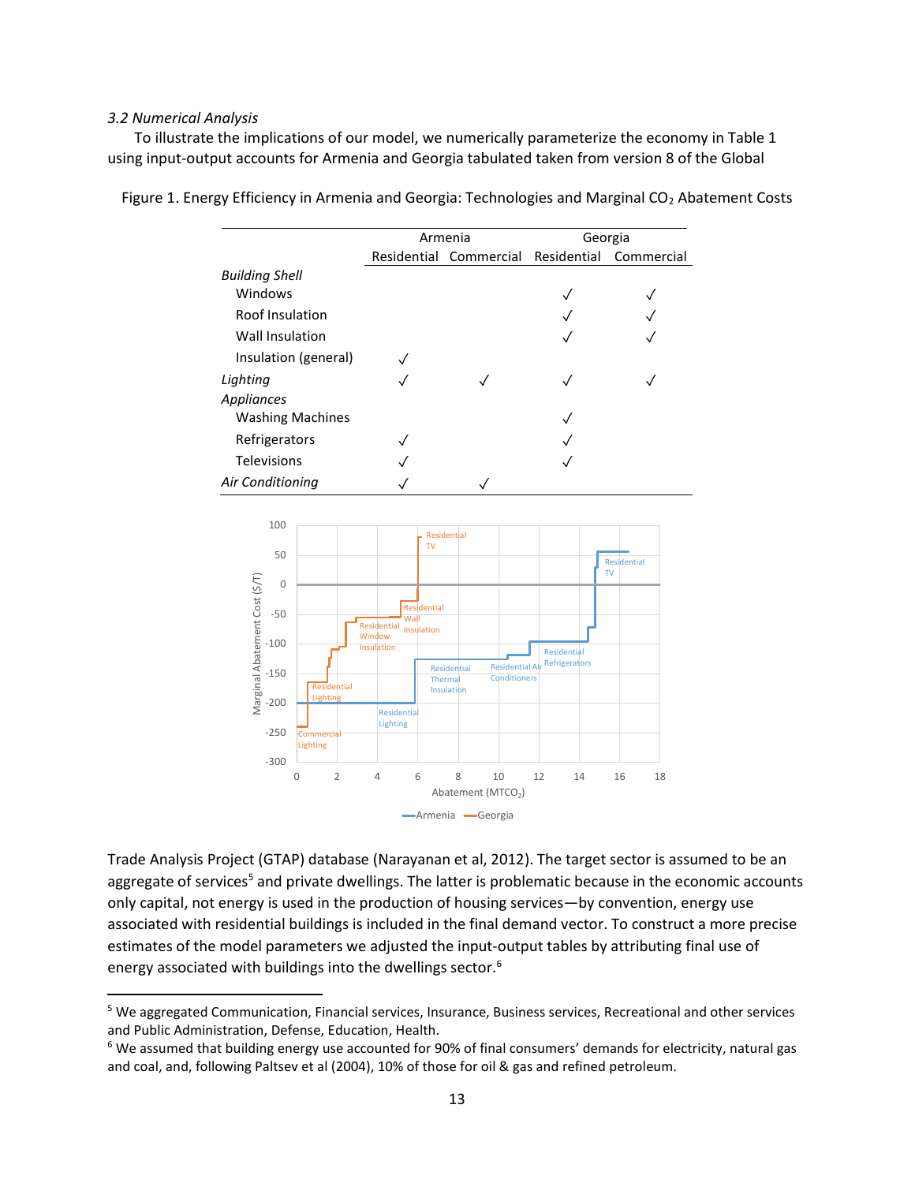*3.2 Numerical Analysis*

To illustrate the implications of our model, we numerically parameterize the economy in Table 1 using input-output accounts for Armenia and Georgia tabulated taken from version 8 of the Global

Figure 1. Energy Efficiency in Armenia and Georgia: Technologies and Marginal $CO_2$ Abatement Costs

| | Armenia | | Georgia | |
|---|---|---|---|---|
| | Residential | Commercial | Residential | Commercial |
| *Building Shell* | | | | |
| Windows | | | ✓ | ✓ |
| Roof Insulation | | | ✓ | ✓ |
| Wall Insulation | | | ✓ | ✓ |
| Insulation (general) | ✓ | | | |
| *Lighting* | ✓ | ✓ | ✓ | ✓ |
| *Appliances* | | | | |
| Washing Machines | | | ✓ | |
| Refrigerators | ✓ | | ✓ | |
| Televisions | ✓ | | ✓ | |
| *Air Conditioning* | ✓ | ✓ | | |

Trade Analysis Project (GTAP) database (Narayanan et al, 2012). The target sector is assumed to be an aggregate of services[5] and private dwellings. The latter is problematic because in the economic accounts only capital, not energy is used in the production of housing services—by convention, energy use associated with residential buildings is included in the final demand vector. To construct a more precise estimates of the model parameters we adjusted the input-output tables by attributing final use of energy associated with buildings into the dwellings sector.[6]

[5] We aggregated Communication, Financial services, Insurance, Business services, Recreational and other services and Public Administration, Defense, Education, Health.

[6] We assumed that building energy use accounted for 90% of final consumers' demands for electricity, natural gas and coal, and, following Paltsev et al (2004), 10% of those for oil & gas and refined petroleum.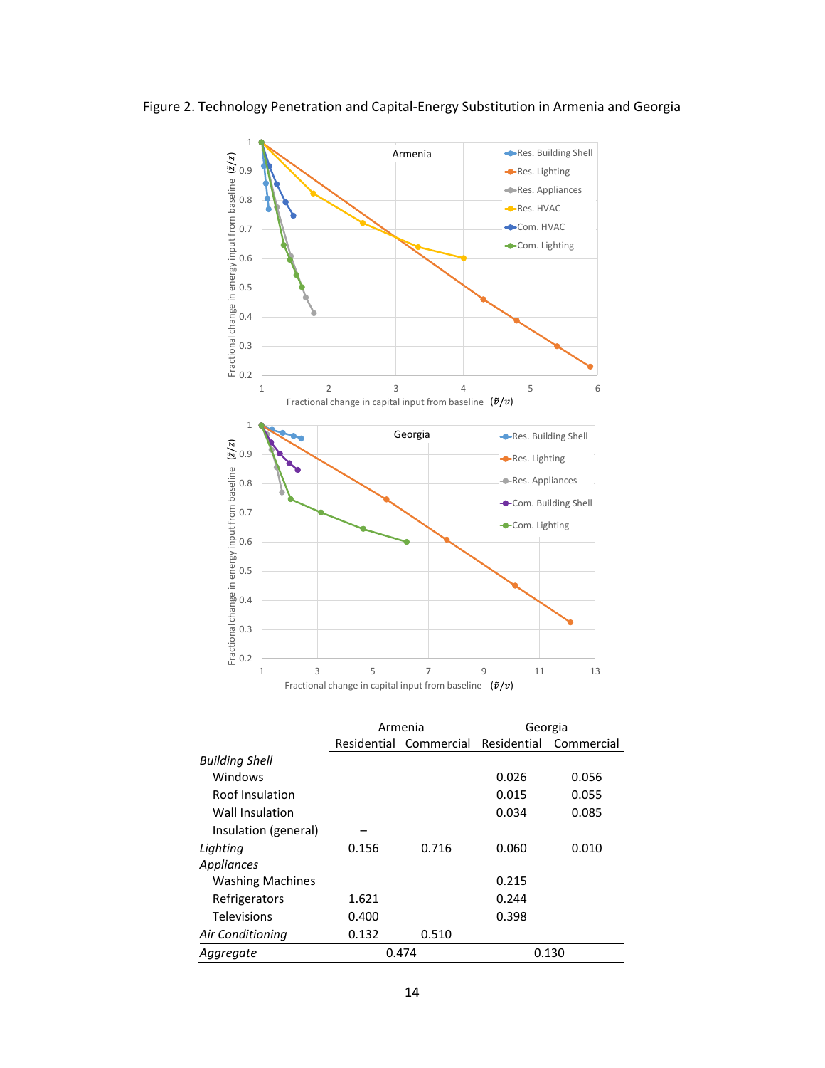Figure 2. Technology Penetration and Capital-Energy Substitution in Armenia and Georgia

| | Armenia | | Georgia | |
|---|---|---|---|---|
| | Residential | Commercial | Residential | Commercial |
| *Building Shell* | | | | |
| Windows | | | 0.026 | 0.056 |
| Roof Insulation | | | 0.015 | 0.055 |
| Wall Insulation | | | 0.034 | 0.085 |
| Insulation (general) | – | | | |
| *Lighting* | 0.156 | 0.716 | 0.060 | 0.010 |
| *Appliances* | | | | |
| Washing Machines | | | 0.215 | |
| Refrigerators | 1.621 | | 0.244 | |
| Televisions | 0.400 | | 0.398 | |
| *Air Conditioning* | 0.132 | 0.510 | | |
| *Aggregate* | 0.474 | | 0.130 | |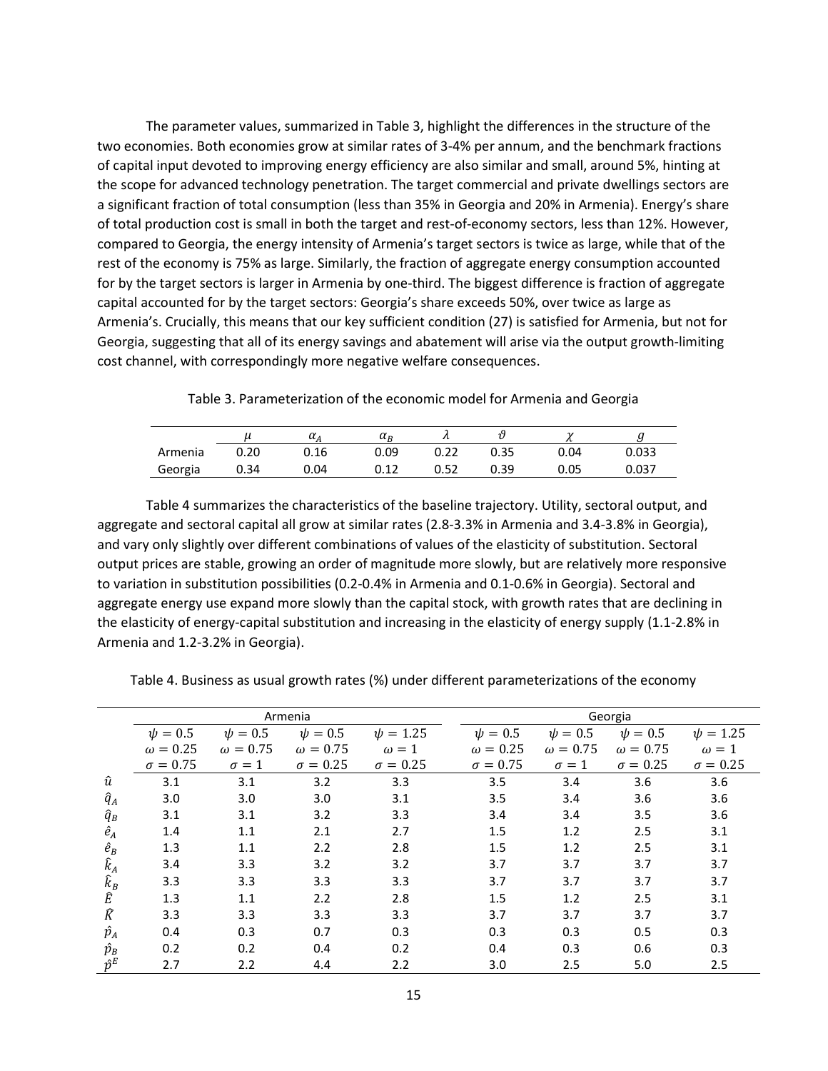The parameter values, summarized in Table 3, highlight the differences in the structure of the two economies. Both economies grow at similar rates of 3-4% per annum, and the benchmark fractions of capital input devoted to improving energy efficiency are also similar and small, around 5%, hinting at the scope for advanced technology penetration. The target commercial and private dwellings sectors are a significant fraction of total consumption (less than 35% in Georgia and 20% in Armenia). Energy's share of total production cost is small in both the target and rest-of-economy sectors, less than 12%. However, compared to Georgia, the energy intensity of Armenia's target sectors is twice as large, while that of the rest of the economy is 75% as large. Similarly, the fraction of aggregate energy consumption accounted for by the target sectors is larger in Armenia by one-third. The biggest difference is fraction of aggregate capital accounted for by the target sectors: Georgia's share exceeds 50%, over twice as large as Armenia's. Crucially, this means that our key sufficient condition (27) is satisfied for Armenia, but not for Georgia, suggesting that all of its energy savings and abatement will arise via the output growth-limiting cost channel, with correspondingly more negative welfare consequences.

Table 3. Parameterization of the economic model for Armenia and Georgia

| | $\mu$ | $\alpha_A$ | $\alpha_B$ | $\lambda$ | $\vartheta$ | $\chi$ | $g$ |
|---|---|---|---|---|---|---|---|
| Armenia | 0.20 | 0.16 | 0.09 | 0.22 | 0.35 | 0.04 | 0.033 |
| Georgia | 0.34 | 0.04 | 0.12 | 0.52 | 0.39 | 0.05 | 0.037 |

Table 4 summarizes the characteristics of the baseline trajectory. Utility, sectoral output, and aggregate and sectoral capital all grow at similar rates (2.8-3.3% in Armenia and 3.4-3.8% in Georgia), and vary only slightly over different combinations of values of the elasticity of substitution. Sectoral output prices are stable, growing an order of magnitude more slowly, but are relatively more responsive to variation in substitution possibilities (0.2-0.4% in Armenia and 0.1-0.6% in Georgia). Sectoral and aggregate energy use expand more slowly than the capital stock, with growth rates that are declining in the elasticity of energy-capital substitution and increasing in the elasticity of energy supply (1.1-2.8% in Armenia and 1.2-3.2% in Georgia).

Table 4. Business as usual growth rates (%) under different parameterizations of the economy

| | Armenia | | | | Georgia | | | |
|---|---|---|---|---|---|---|---|---|
| | $\psi = 0.5$, $\omega = 0.25$, $\sigma = 0.75$ | $\psi = 0.5$, $\omega = 0.75$, $\sigma = 1$ | $\psi = 0.5$, $\omega = 0.75$, $\sigma = 0.25$ | $\psi = 1.25$, $\omega = 1$, $\sigma = 0.25$ | $\psi = 0.5$, $\omega = 0.25$, $\sigma = 0.75$ | $\psi = 0.5$, $\omega = 0.75$, $\sigma = 1$ | $\psi = 0.5$, $\omega = 0.75$, $\sigma = 0.25$ | $\psi = 1.25$, $\omega = 1$, $\sigma = 0.25$ |
| $\hat{u}$ | 3.1 | 3.1 | 3.2 | 3.3 | 3.5 | 3.4 | 3.6 | 3.6 |
| $\hat{q}_A$ | 3.0 | 3.0 | 3.0 | 3.1 | 3.5 | 3.4 | 3.6 | 3.6 |
| $\hat{q}_B$ | 3.1 | 3.1 | 3.2 | 3.3 | 3.4 | 3.4 | 3.5 | 3.6 |
| $\hat{e}_A$ | 1.4 | 1.1 | 2.1 | 2.7 | 1.5 | 1.2 | 2.5 | 3.1 |
| $\hat{e}_B$ | 1.3 | 1.1 | 2.2 | 2.8 | 1.5 | 1.2 | 2.5 | 3.1 |
| $\hat{k}_A$ | 3.4 | 3.3 | 3.2 | 3.2 | 3.7 | 3.7 | 3.7 | 3.7 |
| $\hat{k}_B$ | 3.3 | 3.3 | 3.3 | 3.3 | 3.7 | 3.7 | 3.7 | 3.7 |
| $\hat{E}$ | 1.3 | 1.1 | 2.2 | 2.8 | 1.5 | 1.2 | 2.5 | 3.1 |
| $\hat{K}$ | 3.3 | 3.3 | 3.3 | 3.3 | 3.7 | 3.7 | 3.7 | 3.7 |
| $\hat{p}_A$ | 0.4 | 0.3 | 0.7 | 0.3 | 0.3 | 0.3 | 0.5 | 0.3 |
| $\hat{p}_B$ | 0.2 | 0.2 | 0.4 | 0.2 | 0.4 | 0.3 | 0.6 | 0.3 |
| $\hat{p}^E$ | 2.7 | 2.2 | 4.4 | 2.2 | 3.0 | 2.5 | 5.0 | 2.5 |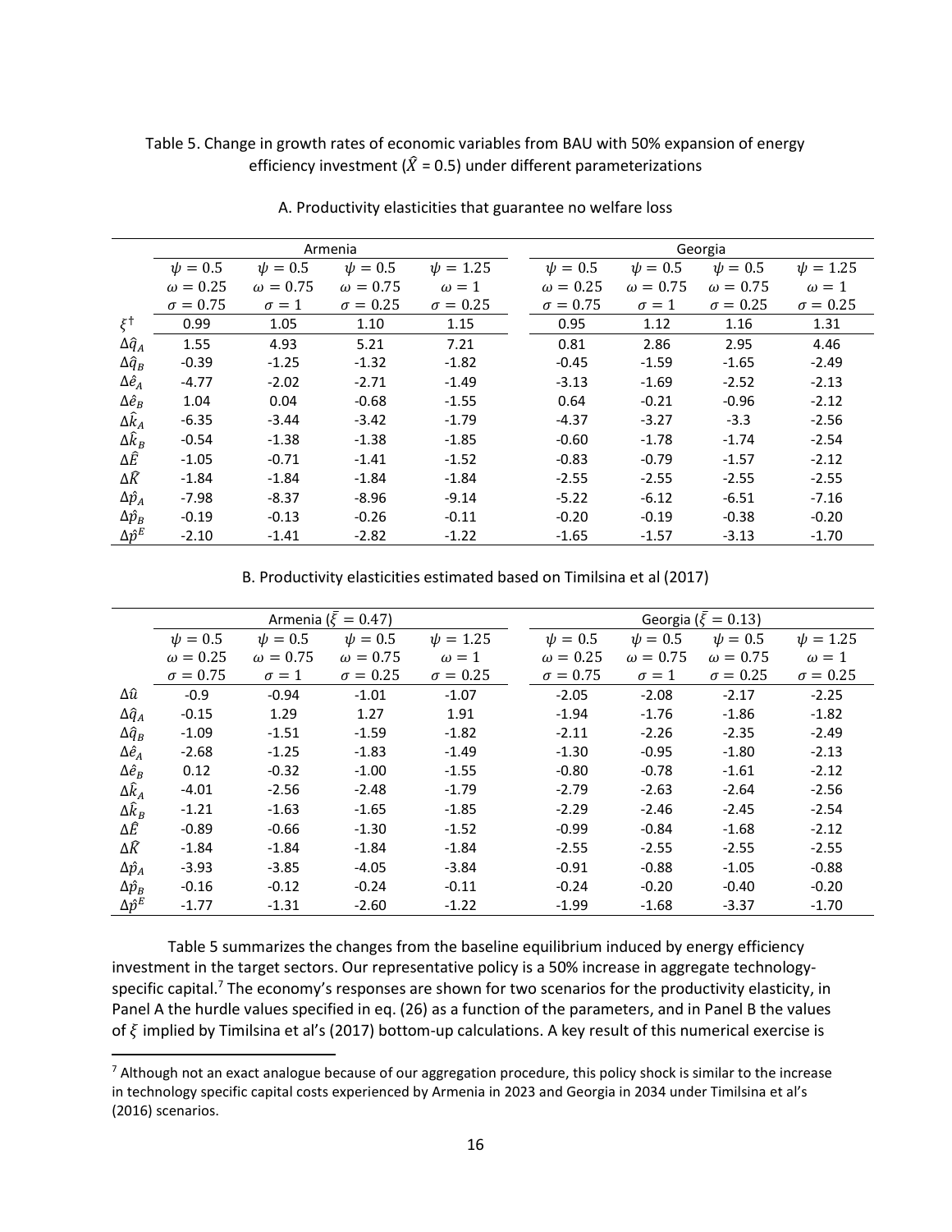Table 5. Change in growth rates of economic variables from BAU with 50% expansion of energy efficiency investment ($\hat{X}$ = 0.5) under different parameterizations

A. Productivity elasticities that guarantee no welfare loss

| | Armenia | | | | Georgia | | | |
|---|---|---|---|---|---|---|---|---|
| | $\psi = 0.5$ $\omega = 0.25$ $\sigma = 0.75$ | $\psi = 0.5$ $\omega = 0.75$ $\sigma = 1$ | $\psi = 0.5$ $\omega = 0.75$ $\sigma = 0.25$ | $\psi = 1.25$ $\omega = 1$ $\sigma = 0.25$ | $\psi = 0.5$ $\omega = 0.25$ $\sigma = 0.75$ | $\psi = 0.5$ $\omega = 0.75$ $\sigma = 1$ | $\psi = 0.5$ $\omega = 0.75$ $\sigma = 0.25$ | $\psi = 1.25$ $\omega = 1$ $\sigma = 0.25$ |
| $\xi^{\dagger}$ | 0.99 | 1.05 | 1.10 | 1.15 | 0.95 | 1.12 | 1.16 | 1.31 |
| $\Delta\hat{q}_A$ | 1.55 | 4.93 | 5.21 | 7.21 | 0.81 | 2.86 | 2.95 | 4.46 |
| $\Delta\hat{q}_B$ | -0.39 | -1.25 | -1.32 | -1.82 | -0.45 | -1.59 | -1.65 | -2.49 |
| $\Delta\hat{e}_A$ | -4.77 | -2.02 | -2.71 | -1.49 | -3.13 | -1.69 | -2.52 | -2.13 |
| $\Delta\hat{e}_B$ | 1.04 | 0.04 | -0.68 | -1.55 | 0.64 | -0.21 | -0.96 | -2.12 |
| $\Delta\hat{k}_A$ | -6.35 | -3.44 | -3.42 | -1.79 | -4.37 | -3.27 | -3.3 | -2.56 |
| $\Delta\hat{k}_B$ | -0.54 | -1.38 | -1.38 | -1.85 | -0.60 | -1.78 | -1.74 | -2.54 |
| $\Delta\hat{E}$ | -1.05 | -0.71 | -1.41 | -1.52 | -0.83 | -0.79 | -1.57 | -2.12 |
| $\Delta\hat{K}$ | -1.84 | -1.84 | -1.84 | -1.84 | -2.55 | -2.55 | -2.55 | -2.55 |
| $\Delta\hat{p}_A$ | -7.98 | -8.37 | -8.96 | -9.14 | -5.22 | -6.12 | -6.51 | -7.16 |
| $\Delta\hat{p}_B$ | -0.19 | -0.13 | -0.26 | -0.11 | -0.20 | -0.19 | -0.38 | -0.20 |
| $\Delta\hat{p}^E$ | -2.10 | -1.41 | -2.82 | -1.22 | -1.65 | -1.57 | -3.13 | -1.70 |

B. Productivity elasticities estimated based on Timilsina et al (2017)

| | Armenia ($\bar{\xi} = 0.47$) | | | | Georgia ($\bar{\xi} = 0.13$) | | | |
|---|---|---|---|---|---|---|---|---|
| | $\psi = 0.5$ $\omega = 0.25$ $\sigma = 0.75$ | $\psi = 0.5$ $\omega = 0.75$ $\sigma = 1$ | $\psi = 0.5$ $\omega = 0.75$ $\sigma = 0.25$ | $\psi = 1.25$ $\omega = 1$ $\sigma = 0.25$ | $\psi = 0.5$ $\omega = 0.25$ $\sigma = 0.75$ | $\psi = 0.5$ $\omega = 0.75$ $\sigma = 1$ | $\psi = 0.5$ $\omega = 0.75$ $\sigma = 0.25$ | $\psi = 1.25$ $\omega = 1$ $\sigma = 0.25$ |
| $\Delta\hat{u}$ | -0.9 | -0.94 | -1.01 | -1.07 | -2.05 | -2.08 | -2.17 | -2.25 |
| $\Delta\hat{q}_A$ | -0.15 | 1.29 | 1.27 | 1.91 | -1.94 | -1.76 | -1.86 | -1.82 |
| $\Delta\hat{q}_B$ | -1.09 | -1.51 | -1.59 | -1.82 | -2.11 | -2.26 | -2.35 | -2.49 |
| $\Delta\hat{e}_A$ | -2.68 | -1.25 | -1.83 | -1.49 | -1.30 | -0.95 | -1.80 | -2.13 |
| $\Delta\hat{e}_B$ | 0.12 | -0.32 | -1.00 | -1.55 | -0.80 | -0.78 | -1.61 | -2.12 |
| $\Delta\hat{k}_A$ | -4.01 | -2.56 | -2.48 | -1.79 | -2.79 | -2.63 | -2.64 | -2.56 |
| $\Delta\hat{k}_B$ | -1.21 | -1.63 | -1.65 | -1.85 | -2.29 | -2.46 | -2.45 | -2.54 |
| $\Delta\hat{E}$ | -0.89 | -0.66 | -1.30 | -1.52 | -0.99 | -0.84 | -1.68 | -2.12 |
| $\Delta\hat{K}$ | -1.84 | -1.84 | -1.84 | -1.84 | -2.55 | -2.55 | -2.55 | -2.55 |
| $\Delta\hat{p}_A$ | -3.93 | -3.85 | -4.05 | -3.84 | -0.91 | -0.88 | -1.05 | -0.88 |
| $\Delta\hat{p}_B$ | -0.16 | -0.12 | -0.24 | -0.11 | -0.24 | -0.20 | -0.40 | -0.20 |
| $\Delta\hat{p}^E$ | -1.77 | -1.31 | -2.60 | -1.22 | -1.99 | -1.68 | -3.37 | -1.70 |

Table 5 summarizes the changes from the baseline equilibrium induced by energy efficiency investment in the target sectors. Our representative policy is a 50% increase in aggregate technology-specific capital.[7] The economy's responses are shown for two scenarios for the productivity elasticity, in Panel A the hurdle values specified in eq. (26) as a function of the parameters, and in Panel B the values of $\xi$ implied by Timilsina et al's (2017) bottom-up calculations. A key result of this numerical exercise is

[7] Although not an exact analogue because of our aggregation procedure, this policy shock is similar to the increase in technology specific capital costs experienced by Armenia in 2023 and Georgia in 2034 under Timilsina et al's (2016) scenarios.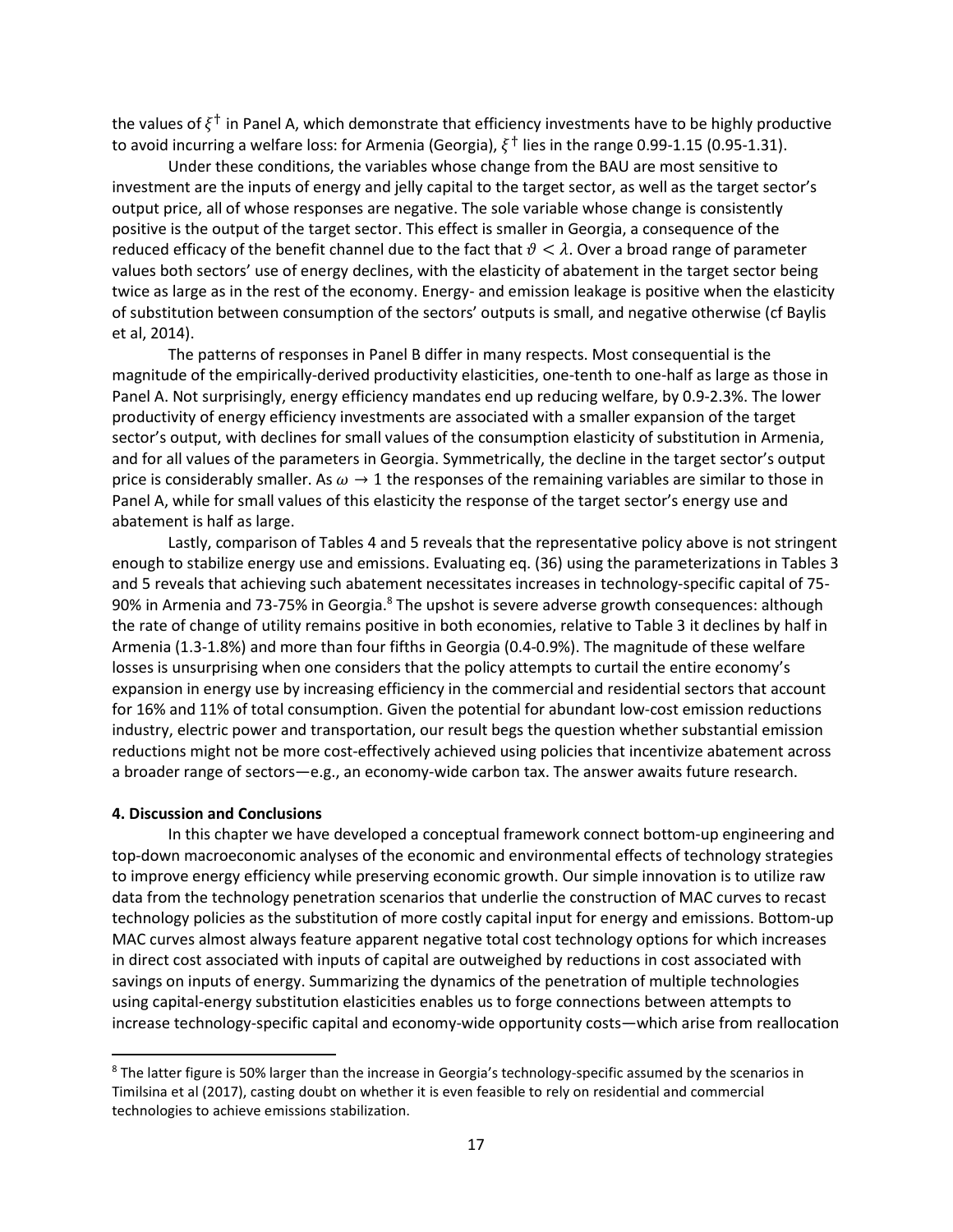the values of $\xi^{\dagger}$ in Panel A, which demonstrate that efficiency investments have to be highly productive to avoid incurring a welfare loss: for Armenia (Georgia), $\xi^{\dagger}$ lies in the range 0.99-1.15 (0.95-1.31).

Under these conditions, the variables whose change from the BAU are most sensitive to investment are the inputs of energy and jelly capital to the target sector, as well as the target sector's output price, all of whose responses are negative. The sole variable whose change is consistently positive is the output of the target sector. This effect is smaller in Georgia, a consequence of the reduced efficacy of the benefit channel due to the fact that $\vartheta < \lambda$. Over a broad range of parameter values both sectors' use of energy declines, with the elasticity of abatement in the target sector being twice as large as in the rest of the economy. Energy- and emission leakage is positive when the elasticity of substitution between consumption of the sectors' outputs is small, and negative otherwise (cf Baylis et al, 2014).

The patterns of responses in Panel B differ in many respects. Most consequential is the magnitude of the empirically-derived productivity elasticities, one-tenth to one-half as large as those in Panel A. Not surprisingly, energy efficiency mandates end up reducing welfare, by 0.9-2.3%. The lower productivity of energy efficiency investments are associated with a smaller expansion of the target sector's output, with declines for small values of the consumption elasticity of substitution in Armenia, and for all values of the parameters in Georgia. Symmetrically, the decline in the target sector's output price is considerably smaller. As $\omega \to 1$ the responses of the remaining variables are similar to those in Panel A, while for small values of this elasticity the response of the target sector's energy use and abatement is half as large.

Lastly, comparison of Tables 4 and 5 reveals that the representative policy above is not stringent enough to stabilize energy use and emissions. Evaluating eq. (36) using the parameterizations in Tables 3 and 5 reveals that achieving such abatement necessitates increases in technology-specific capital of 75-90% in Armenia and 73-75% in Georgia.[8] The upshot is severe adverse growth consequences: although the rate of change of utility remains positive in both economies, relative to Table 3 it declines by half in Armenia (1.3-1.8%) and more than four fifths in Georgia (0.4-0.9%). The magnitude of these welfare losses is unsurprising when one considers that the policy attempts to curtail the entire economy's expansion in energy use by increasing efficiency in the commercial and residential sectors that account for 16% and 11% of total consumption. Given the potential for abundant low-cost emission reductions industry, electric power and transportation, our result begs the question whether substantial emission reductions might not be more cost-effectively achieved using policies that incentivize abatement across a broader range of sectors—e.g., an economy-wide carbon tax. The answer awaits future research.

**4. Discussion and Conclusions**

In this chapter we have developed a conceptual framework connect bottom-up engineering and top-down macroeconomic analyses of the economic and environmental effects of technology strategies to improve energy efficiency while preserving economic growth. Our simple innovation is to utilize raw data from the technology penetration scenarios that underlie the construction of MAC curves to recast technology policies as the substitution of more costly capital input for energy and emissions. Bottom-up MAC curves almost always feature apparent negative total cost technology options for which increases in direct cost associated with inputs of capital are outweighed by reductions in cost associated with savings on inputs of energy. Summarizing the dynamics of the penetration of multiple technologies using capital-energy substitution elasticities enables us to forge connections between attempts to increase technology-specific capital and economy-wide opportunity costs—which arise from reallocation

[8] The latter figure is 50% larger than the increase in Georgia's technology-specific assumed by the scenarios in Timilsina et al (2017), casting doubt on whether it is even feasible to rely on residential and commercial technologies to achieve emissions stabilization.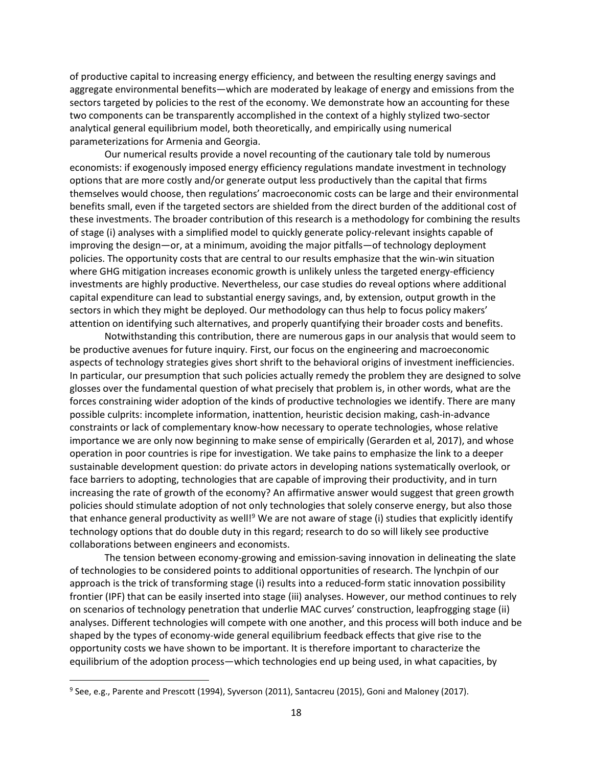of productive capital to increasing energy efficiency, and between the resulting energy savings and aggregate environmental benefits—which are moderated by leakage of energy and emissions from the sectors targeted by policies to the rest of the economy. We demonstrate how an accounting for these two components can be transparently accomplished in the context of a highly stylized two-sector analytical general equilibrium model, both theoretically, and empirically using numerical parameterizations for Armenia and Georgia.

Our numerical results provide a novel recounting of the cautionary tale told by numerous economists: if exogenously imposed energy efficiency regulations mandate investment in technology options that are more costly and/or generate output less productively than the capital that firms themselves would choose, then regulations' macroeconomic costs can be large and their environmental benefits small, even if the targeted sectors are shielded from the direct burden of the additional cost of these investments. The broader contribution of this research is a methodology for combining the results of stage (i) analyses with a simplified model to quickly generate policy-relevant insights capable of improving the design—or, at a minimum, avoiding the major pitfalls—of technology deployment policies. The opportunity costs that are central to our results emphasize that the win-win situation where GHG mitigation increases economic growth is unlikely unless the targeted energy-efficiency investments are highly productive. Nevertheless, our case studies do reveal options where additional capital expenditure can lead to substantial energy savings, and, by extension, output growth in the sectors in which they might be deployed. Our methodology can thus help to focus policy makers' attention on identifying such alternatives, and properly quantifying their broader costs and benefits.

Notwithstanding this contribution, there are numerous gaps in our analysis that would seem to be productive avenues for future inquiry. First, our focus on the engineering and macroeconomic aspects of technology strategies gives short shrift to the behavioral origins of investment inefficiencies. In particular, our presumption that such policies actually remedy the problem they are designed to solve glosses over the fundamental question of what precisely that problem is, in other words, what are the forces constraining wider adoption of the kinds of productive technologies we identify. There are many possible culprits: incomplete information, inattention, heuristic decision making, cash-in-advance constraints or lack of complementary know-how necessary to operate technologies, whose relative importance we are only now beginning to make sense of empirically (Gerarden et al, 2017), and whose operation in poor countries is ripe for investigation. We take pains to emphasize the link to a deeper sustainable development question: do private actors in developing nations systematically overlook, or face barriers to adopting, technologies that are capable of improving their productivity, and in turn increasing the rate of growth of the economy? An affirmative answer would suggest that green growth policies should stimulate adoption of not only technologies that solely conserve energy, but also those that enhance general productivity as well![9] We are not aware of stage (i) studies that explicitly identify technology options that do double duty in this regard; research to do so will likely see productive collaborations between engineers and economists.

The tension between economy-growing and emission-saving innovation in delineating the slate of technologies to be considered points to additional opportunities of research. The lynchpin of our approach is the trick of transforming stage (i) results into a reduced-form static innovation possibility frontier (IPF) that can be easily inserted into stage (iii) analyses. However, our method continues to rely on scenarios of technology penetration that underlie MAC curves' construction, leapfrogging stage (ii) analyses. Different technologies will compete with one another, and this process will both induce and be shaped by the types of economy-wide general equilibrium feedback effects that give rise to the opportunity costs we have shown to be important. It is therefore important to characterize the equilibrium of the adoption process—which technologies end up being used, in what capacities, by

[9] See, e.g., Parente and Prescott (1994), Syverson (2011), Santacreu (2015), Goni and Maloney (2017).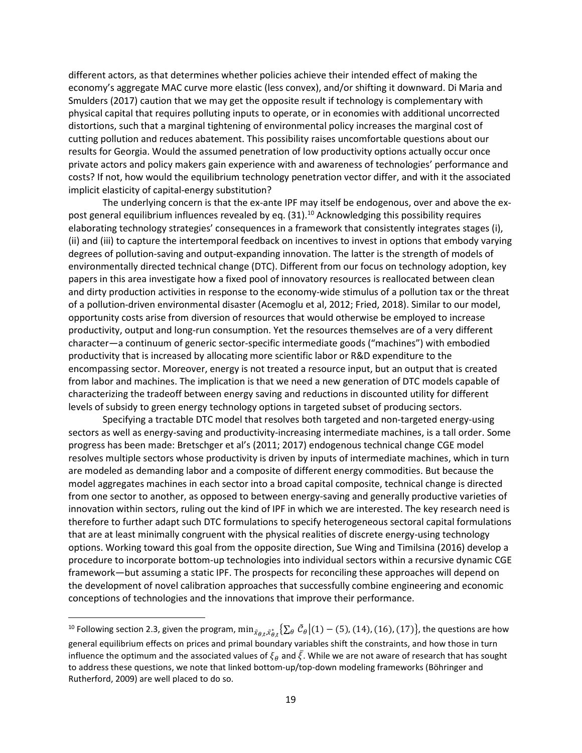different actors, as that determines whether policies achieve their intended effect of making the economy's aggregate MAC curve more elastic (less convex), and/or shifting it downward. Di Maria and Smulders (2017) caution that we may get the opposite result if technology is complementary with physical capital that requires polluting inputs to operate, or in economies with additional uncorrected distortions, such that a marginal tightening of environmental policy increases the marginal cost of cutting pollution and reduces abatement. This possibility raises uncomfortable questions about our results for Georgia. Would the assumed penetration of low productivity options actually occur once private actors and policy makers gain experience with and awareness of technologies' performance and costs? If not, how would the equilibrium technology penetration vector differ, and with it the associated implicit elasticity of capital-energy substitution?

The underlying concern is that the ex-ante IPF may itself be endogenous, over and above the ex-post general equilibrium influences revealed by eq. (31).[10] Acknowledging this possibility requires elaborating technology strategies' consequences in a framework that consistently integrates stages (i), (ii) and (iii) to capture the intertemporal feedback on incentives to invest in options that embody varying degrees of pollution-saving and output-expanding innovation. The latter is the strength of models of environmentally directed technical change (DTC). Different from our focus on technology adoption, key papers in this area investigate how a fixed pool of innovatory resources is reallocated between clean and dirty production activities in response to the economy-wide stimulus of a pollution tax or the threat of a pollution-driven environmental disaster (Acemoglu et al, 2012; Fried, 2018). Similar to our model, opportunity costs arise from diversion of resources that would otherwise be employed to increase productivity, output and long-run consumption. Yet the resources themselves are of a very different character—a continuum of generic sector-specific intermediate goods ("machines") with embodied productivity that is increased by allocating more scientific labor or R&D expenditure to the encompassing sector. Moreover, energy is not treated a resource input, but an output that is created from labor and machines. The implication is that we need a new generation of DTC models capable of characterizing the tradeoff between energy saving and reductions in discounted utility for different levels of subsidy to green energy technology options in targeted subset of producing sectors.

Specifying a tractable DTC model that resolves both targeted and non-targeted energy-using sectors as well as energy-saving and productivity-increasing intermediate machines, is a tall order. Some progress has been made: Bretschger et al's (2011; 2017) endogenous technical change CGE model resolves multiple sectors whose productivity is driven by inputs of intermediate machines, which in turn are modeled as demanding labor and a composite of different energy commodities. But because the model aggregates machines in each sector into a broad capital composite, technical change is directed from one sector to another, as opposed to between energy-saving and generally productive varieties of innovation within sectors, ruling out the kind of IPF in which we are interested. The key research need is therefore to further adapt such DTC formulations to specify heterogeneous sectoral capital formulations that are at least minimally congruent with the physical realities of discrete energy-using technology options. Working toward this goal from the opposite direction, Sue Wing and Timilsina (2016) develop a procedure to incorporate bottom-up technologies into individual sectors within a recursive dynamic CGE framework—but assuming a static IPF. The prospects for reconciling these approaches will depend on the development of novel calibration approaches that successfully combine engineering and economic conceptions of technologies and the innovations that improve their performance.

---

[10] Following section 2.3, given the program, $\min_{\tilde{x}_{\theta,t}\tilde{x}^{*}_{\theta,t}}\{\sum_{\theta} \tilde{C}_{\theta} | (1)-(5), (14), (16), (17)\}$, the questions are how general equilibrium effects on prices and primal boundary variables shift the constraints, and how those in turn influence the optimum and the associated values of $\xi_{\theta}$ and $\bar{\xi}$. While we are not aware of research that has sought to address these questions, we note that linked bottom-up/top-down modeling frameworks (Böhringer and Rutherford, 2009) are well placed to do so.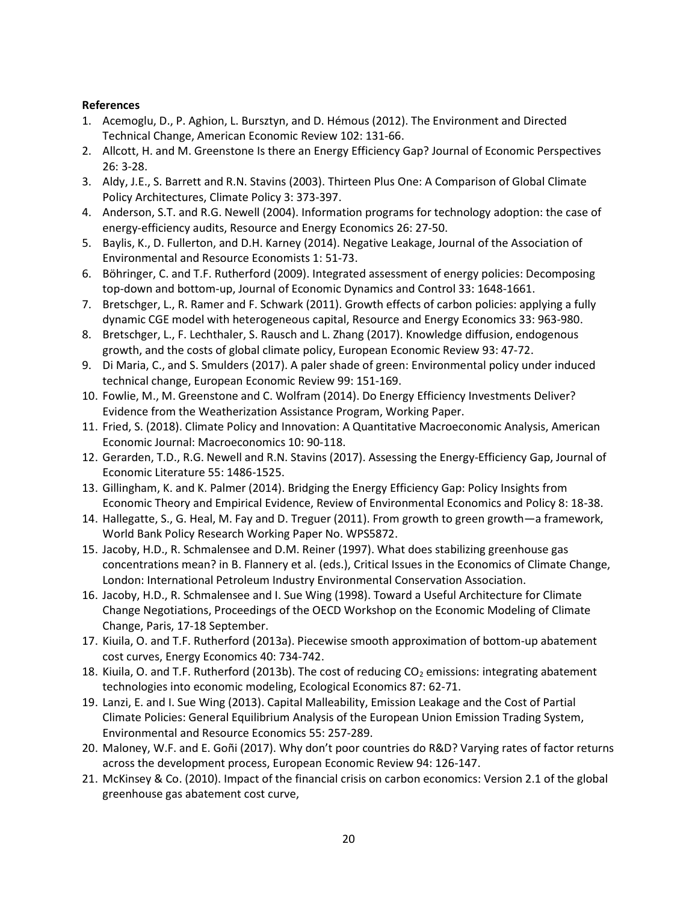**References**

1. Acemoglu, D., P. Aghion, L. Bursztyn, and D. Hémous (2012). The Environment and Directed Technical Change, American Economic Review 102: 131-66.
2. Allcott, H. and M. Greenstone Is there an Energy Efficiency Gap? Journal of Economic Perspectives 26: 3-28.
3. Aldy, J.E., S. Barrett and R.N. Stavins (2003). Thirteen Plus One: A Comparison of Global Climate Policy Architectures, Climate Policy 3: 373-397.
4. Anderson, S.T. and R.G. Newell (2004). Information programs for technology adoption: the case of energy-efficiency audits, Resource and Energy Economics 26: 27-50.
5. Baylis, K., D. Fullerton, and D.H. Karney (2014). Negative Leakage, Journal of the Association of Environmental and Resource Economists 1: 51-73.
6. Böhringer, C. and T.F. Rutherford (2009). Integrated assessment of energy policies: Decomposing top-down and bottom-up, Journal of Economic Dynamics and Control 33: 1648-1661.
7. Bretschger, L., R. Ramer and F. Schwark (2011). Growth effects of carbon policies: applying a fully dynamic CGE model with heterogeneous capital, Resource and Energy Economics 33: 963-980.
8. Bretschger, L., F. Lechthaler, S. Rausch and L. Zhang (2017). Knowledge diffusion, endogenous growth, and the costs of global climate policy, European Economic Review 93: 47-72.
9. Di Maria, C., and S. Smulders (2017). A paler shade of green: Environmental policy under induced technical change, European Economic Review 99: 151-169.
10. Fowlie, M., M. Greenstone and C. Wolfram (2014). Do Energy Efficiency Investments Deliver? Evidence from the Weatherization Assistance Program, Working Paper.
11. Fried, S. (2018). Climate Policy and Innovation: A Quantitative Macroeconomic Analysis, American Economic Journal: Macroeconomics 10: 90-118.
12. Gerarden, T.D., R.G. Newell and R.N. Stavins (2017). Assessing the Energy-Efficiency Gap, Journal of Economic Literature 55: 1486-1525.
13. Gillingham, K. and K. Palmer (2014). Bridging the Energy Efficiency Gap: Policy Insights from Economic Theory and Empirical Evidence, Review of Environmental Economics and Policy 8: 18-38.
14. Hallegatte, S., G. Heal, M. Fay and D. Treguer (2011). From growth to green growth—a framework, World Bank Policy Research Working Paper No. WPS5872.
15. Jacoby, H.D., R. Schmalensee and D.M. Reiner (1997). What does stabilizing greenhouse gas concentrations mean? in B. Flannery et al. (eds.), Critical Issues in the Economics of Climate Change, London: International Petroleum Industry Environmental Conservation Association.
16. Jacoby, H.D., R. Schmalensee and I. Sue Wing (1998). Toward a Useful Architecture for Climate Change Negotiations, Proceedings of the OECD Workshop on the Economic Modeling of Climate Change, Paris, 17-18 September.
17. Kiuila, O. and T.F. Rutherford (2013a). Piecewise smooth approximation of bottom-up abatement cost curves, Energy Economics 40: 734-742.
18. Kiuila, O. and T.F. Rutherford (2013b). The cost of reducing $CO_2$ emissions: integrating abatement technologies into economic modeling, Ecological Economics 87: 62-71.
19. Lanzi, E. and I. Sue Wing (2013). Capital Malleability, Emission Leakage and the Cost of Partial Climate Policies: General Equilibrium Analysis of the European Union Emission Trading System, Environmental and Resource Economics 55: 257-289.
20. Maloney, W.F. and E. Goñi (2017). Why don't poor countries do R&D? Varying rates of factor returns across the development process, European Economic Review 94: 126-147.
21. McKinsey & Co. (2010). Impact of the financial crisis on carbon economics: Version 2.1 of the global greenhouse gas abatement cost curve,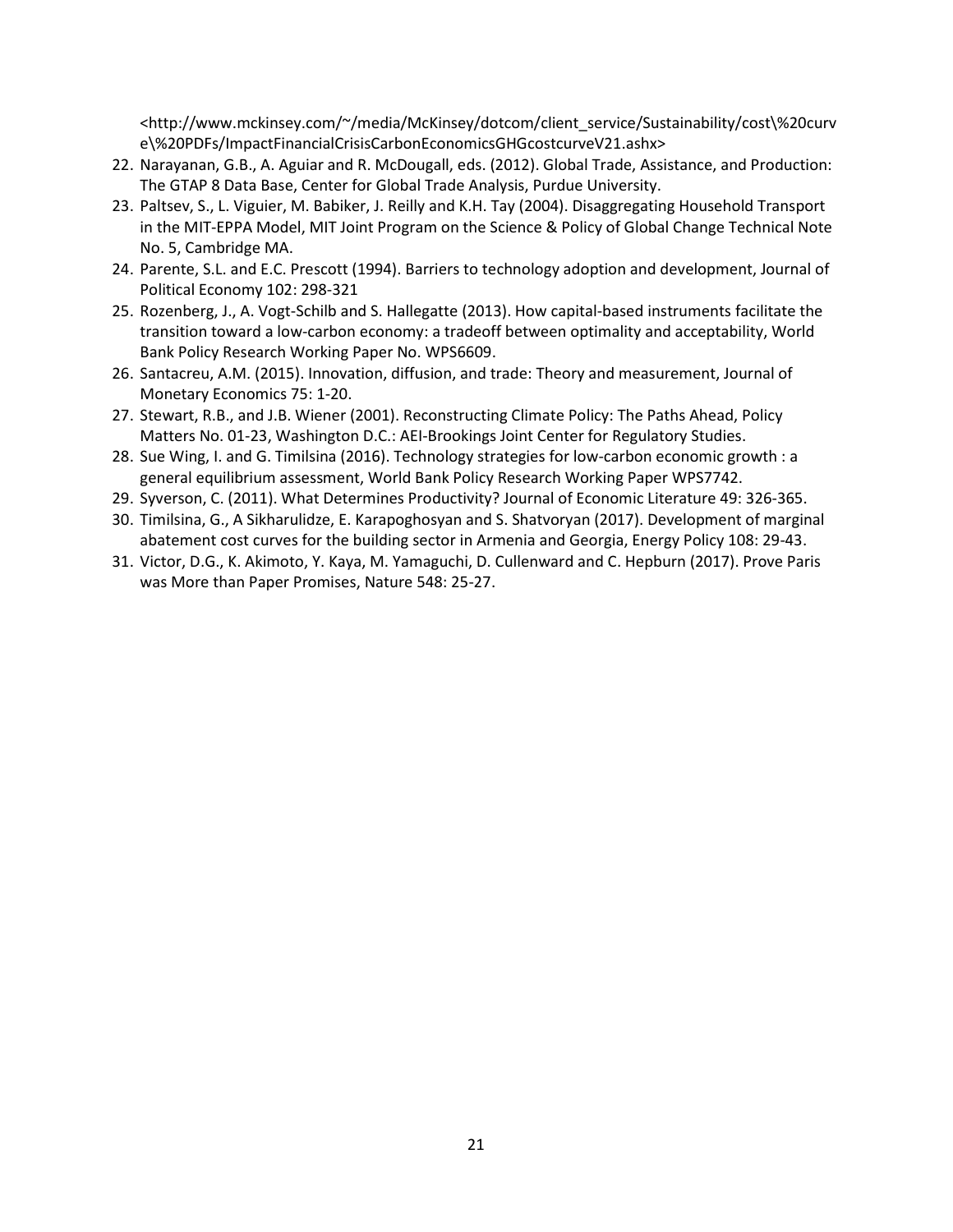<http://www.mckinsey.com/~/media/McKinsey/dotcom/client_service/Sustainability/cost\%20curve\%20PDFs/ImpactFinancialCrisisCarbonEconomicsGHGcostcurveV21.ashx>

22. Narayanan, G.B., A. Aguiar and R. McDougall, eds. (2012). Global Trade, Assistance, and Production: The GTAP 8 Data Base, Center for Global Trade Analysis, Purdue University.
23. Paltsev, S., L. Viguier, M. Babiker, J. Reilly and K.H. Tay (2004). Disaggregating Household Transport in the MIT-EPPA Model, MIT Joint Program on the Science & Policy of Global Change Technical Note No. 5, Cambridge MA.
24. Parente, S.L. and E.C. Prescott (1994). Barriers to technology adoption and development, Journal of Political Economy 102: 298-321
25. Rozenberg, J., A. Vogt-Schilb and S. Hallegatte (2013). How capital-based instruments facilitate the transition toward a low-carbon economy: a tradeoff between optimality and acceptability, World Bank Policy Research Working Paper No. WPS6609.
26. Santacreu, A.M. (2015). Innovation, diffusion, and trade: Theory and measurement, Journal of Monetary Economics 75: 1-20.
27. Stewart, R.B., and J.B. Wiener (2001). Reconstructing Climate Policy: The Paths Ahead, Policy Matters No. 01-23, Washington D.C.: AEI-Brookings Joint Center for Regulatory Studies.
28. Sue Wing, I. and G. Timilsina (2016). Technology strategies for low-carbon economic growth : a general equilibrium assessment, World Bank Policy Research Working Paper WPS7742.
29. Syverson, C. (2011). What Determines Productivity? Journal of Economic Literature 49: 326-365.
30. Timilsina, G., A Sikharulidze, E. Karapoghosyan and S. Shatvoryan (2017). Development of marginal abatement cost curves for the building sector in Armenia and Georgia, Energy Policy 108: 29-43.
31. Victor, D.G., K. Akimoto, Y. Kaya, M. Yamaguchi, D. Cullenward and C. Hepburn (2017). Prove Paris was More than Paper Promises, Nature 548: 25-27.